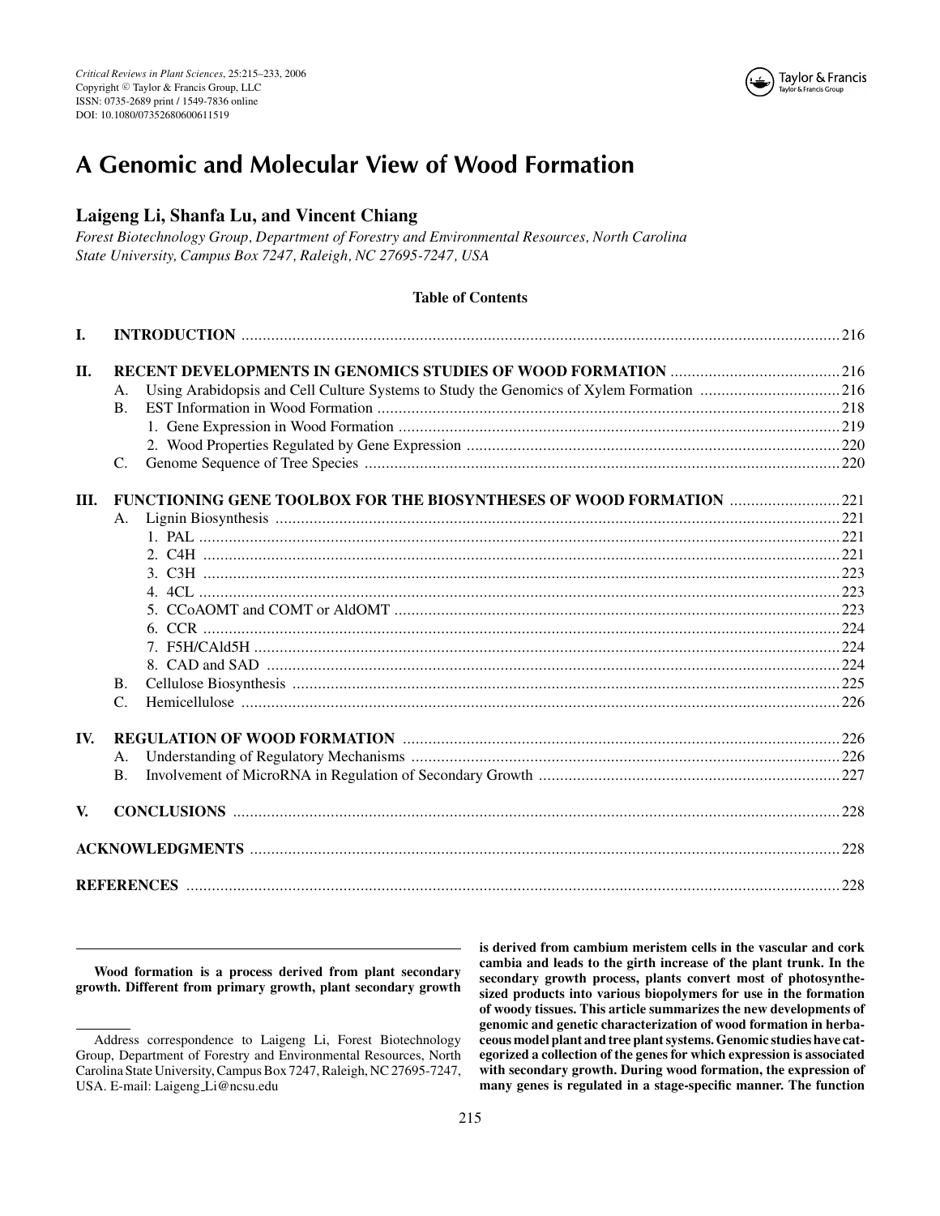*Critical Reviews in Plant Sciences*, 25:215–233, 2006
Copyright © Taylor & Francis Group, LLC
ISSN: 0735-2689 print / 1549-7836 online
DOI: 10.1080/07352680600611519

# A Genomic and Molecular View of Wood Formation

**Laigeng Li, Shanfa Lu, and Vincent Chiang**

*Forest Biotechnology Group, Department of Forestry and Environmental Resources, North Carolina State University, Campus Box 7247, Raleigh, NC 27695-7247, USA*

**Table of Contents**

| | | |
|---|---|---|
| **I.** | **INTRODUCTION** | 216 |
| **II.** | **RECENT DEVELOPMENTS IN GENOMICS STUDIES OF WOOD FORMATION** | 216 |
| | A. Using Arabidopsis and Cell Culture Systems to Study the Genomics of Xylem Formation | 216 |
| | B. EST Information in Wood Formation | 218 |
| | 1. Gene Expression in Wood Formation | 219 |
| | 2. Wood Properties Regulated by Gene Expression | 220 |
| | C. Genome Sequence of Tree Species | 220 |
| **III.** | **FUNCTIONING GENE TOOLBOX FOR THE BIOSYNTHESES OF WOOD FORMATION** | 221 |
| | A. Lignin Biosynthesis | 221 |
| | 1. PAL | 221 |
| | 2. C4H | 221 |
| | 3. C3H | 223 |
| | 4. 4CL | 223 |
| | 5. CCoAOMT and COMT or AldOMT | 223 |
| | 6. CCR | 224 |
| | 7. F5H/CAld5H | 224 |
| | 8. CAD and SAD | 224 |
| | B. Cellulose Biosynthesis | 225 |
| | C. Hemicellulose | 226 |
| **IV.** | **REGULATION OF WOOD FORMATION** | 226 |
| | A. Understanding of Regulatory Mechanisms | 226 |
| | B. Involvement of MicroRNA in Regulation of Secondary Growth | 227 |
| **V.** | **CONCLUSIONS** | 228 |
| | **ACKNOWLEDGMENTS** | 228 |
| | **REFERENCES** | 228 |

**Wood formation is a process derived from plant secondary growth. Different from primary growth, plant secondary growth is derived from cambium meristem cells in the vascular and cork cambia and leads to the girth increase of the plant trunk. In the secondary growth process, plants convert most of photosynthesized products into various biopolymers for use in the formation of woody tissues. This article summarizes the new developments of genomic and genetic characterization of wood formation in herbaceous model plant and tree plant systems. Genomic studies have categorized a collection of the genes for which expression is associated with secondary growth. During wood formation, the expression of many genes is regulated in a stage-specific manner. The function**

Address correspondence to Laigeng Li, Forest Biotechnology Group, Department of Forestry and Environmental Resources, North Carolina State University, Campus Box 7247, Raleigh, NC 27695-7247, USA. E-mail: Laigeng_Li@ncsu.edu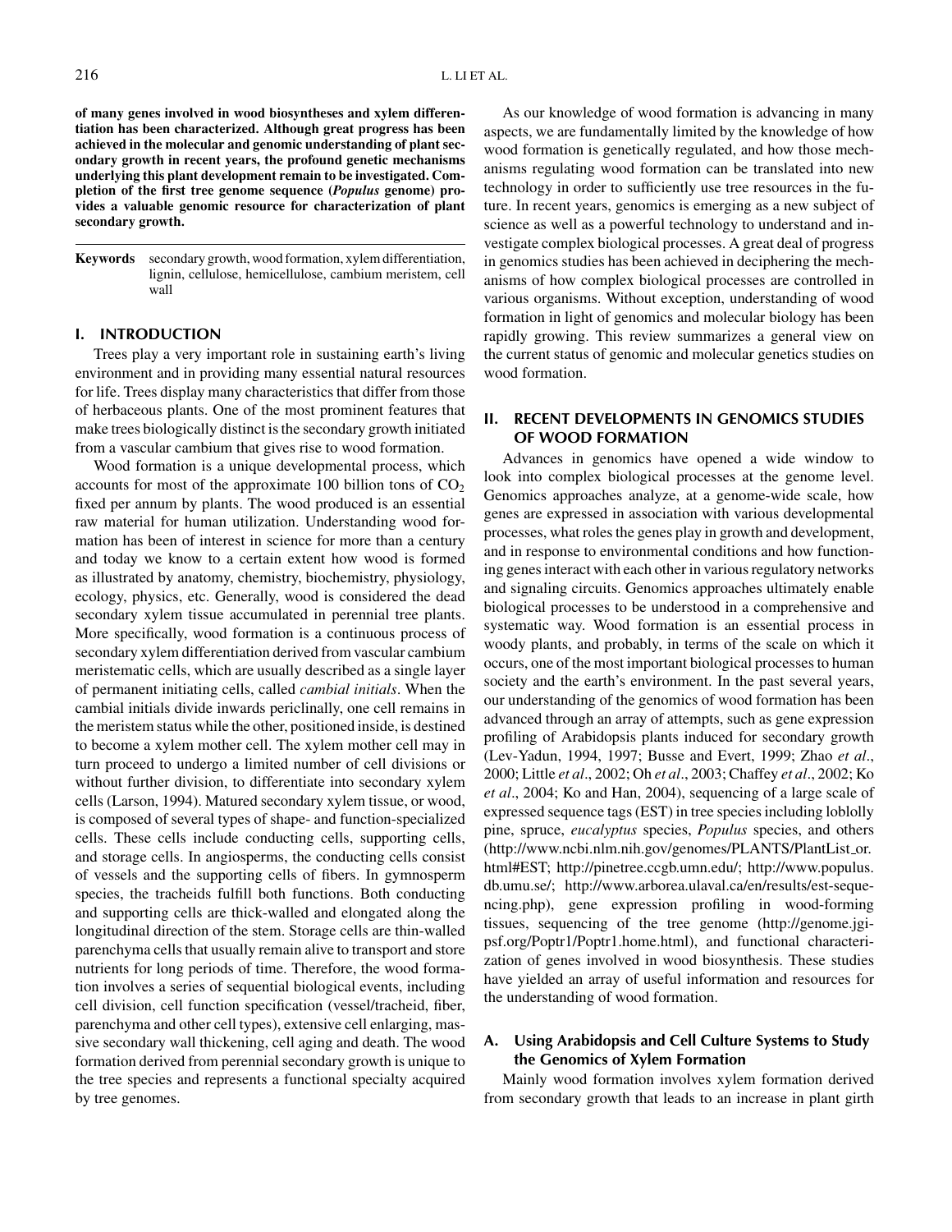**of many genes involved in wood biosyntheses and xylem differentiation has been characterized. Although great progress has been achieved in the molecular and genomic understanding of plant secondary growth in recent years, the profound genetic mechanisms underlying this plant development remain to be investigated. Completion of the first tree genome sequence (*Populus* genome) provides a valuable genomic resource for characterization of plant secondary growth.**

**Keywords** secondary growth, wood formation, xylem differentiation, lignin, cellulose, hemicellulose, cambium meristem, cell wall

## I. INTRODUCTION

Trees play a very important role in sustaining earth's living environment and in providing many essential natural resources for life. Trees display many characteristics that differ from those of herbaceous plants. One of the most prominent features that make trees biologically distinct is the secondary growth initiated from a vascular cambium that gives rise to wood formation.

Wood formation is a unique developmental process, which accounts for most of the approximate 100 billion tons of $CO_2$ fixed per annum by plants. The wood produced is an essential raw material for human utilization. Understanding wood formation has been of interest in science for more than a century and today we know to a certain extent how wood is formed as illustrated by anatomy, chemistry, biochemistry, physiology, ecology, physics, etc. Generally, wood is considered the dead secondary xylem tissue accumulated in perennial tree plants. More specifically, wood formation is a continuous process of secondary xylem differentiation derived from vascular cambium meristematic cells, which are usually described as a single layer of permanent initiating cells, called *cambial initials*. When the cambial initials divide inwards periclinally, one cell remains in the meristem status while the other, positioned inside, is destined to become a xylem mother cell. The xylem mother cell may in turn proceed to undergo a limited number of cell divisions or without further division, to differentiate into secondary xylem cells (Larson, 1994). Matured secondary xylem tissue, or wood, is composed of several types of shape- and function-specialized cells. These cells include conducting cells, supporting cells, and storage cells. In angiosperms, the conducting cells consist of vessels and the supporting cells of fibers. In gymnosperm species, the tracheids fulfill both functions. Both conducting and supporting cells are thick-walled and elongated along the longitudinal direction of the stem. Storage cells are thin-walled parenchyma cells that usually remain alive to transport and store nutrients for long periods of time. Therefore, the wood formation involves a series of sequential biological events, including cell division, cell function specification (vessel/tracheid, fiber, parenchyma and other cell types), extensive cell enlarging, massive secondary wall thickening, cell aging and death. The wood formation derived from perennial secondary growth is unique to the tree species and represents a functional specialty acquired by tree genomes.

As our knowledge of wood formation is advancing in many aspects, we are fundamentally limited by the knowledge of how wood formation is genetically regulated, and how those mechanisms regulating wood formation can be translated into new technology in order to sufficiently use tree resources in the future. In recent years, genomics is emerging as a new subject of science as well as a powerful technology to understand and investigate complex biological processes. A great deal of progress in genomics studies has been achieved in deciphering the mechanisms of how complex biological processes are controlled in various organisms. Without exception, understanding of wood formation in light of genomics and molecular biology has been rapidly growing. This review summarizes a general view on the current status of genomic and molecular genetics studies on wood formation.

## II. RECENT DEVELOPMENTS IN GENOMICS STUDIES OF WOOD FORMATION

Advances in genomics have opened a wide window to look into complex biological processes at the genome level. Genomics approaches analyze, at a genome-wide scale, how genes are expressed in association with various developmental processes, what roles the genes play in growth and development, and in response to environmental conditions and how functioning genes interact with each other in various regulatory networks and signaling circuits. Genomics approaches ultimately enable biological processes to be understood in a comprehensive and systematic way. Wood formation is an essential process in woody plants, and probably, in terms of the scale on which it occurs, one of the most important biological processes to human society and the earth's environment. In the past several years, our understanding of the genomics of wood formation has been advanced through an array of attempts, such as gene expression profiling of Arabidopsis plants induced for secondary growth (Lev-Yadun, 1994, 1997; Busse and Evert, 1999; Zhao *et al*., 2000; Little *et al*., 2002; Oh *et al*., 2003; Chaffey *et al*., 2002; Ko *et al*., 2004; Ko and Han, 2004), sequencing of a large scale of expressed sequence tags (EST) in tree species including loblolly pine, spruce, *eucalyptus* species, *Populus* species, and others (http://www.ncbi.nlm.nih.gov/genomes/PLANTS/PlantList_or.html#EST; http://pinetree.ccgb.umn.edu/; http://www.populus.db.umu.se/; http://www.arborea.ulaval.ca/en/results/est-sequencing.php), gene expression profiling in wood-forming tissues, sequencing of the tree genome (http://genome.jgi-psf.org/Poptr1/Poptr1.home.html), and functional characterization of genes involved in wood biosynthesis. These studies have yielded an array of useful information and resources for the understanding of wood formation.

### A. Using Arabidopsis and Cell Culture Systems to Study the Genomics of Xylem Formation

Mainly wood formation involves xylem formation derived from secondary growth that leads to an increase in plant girth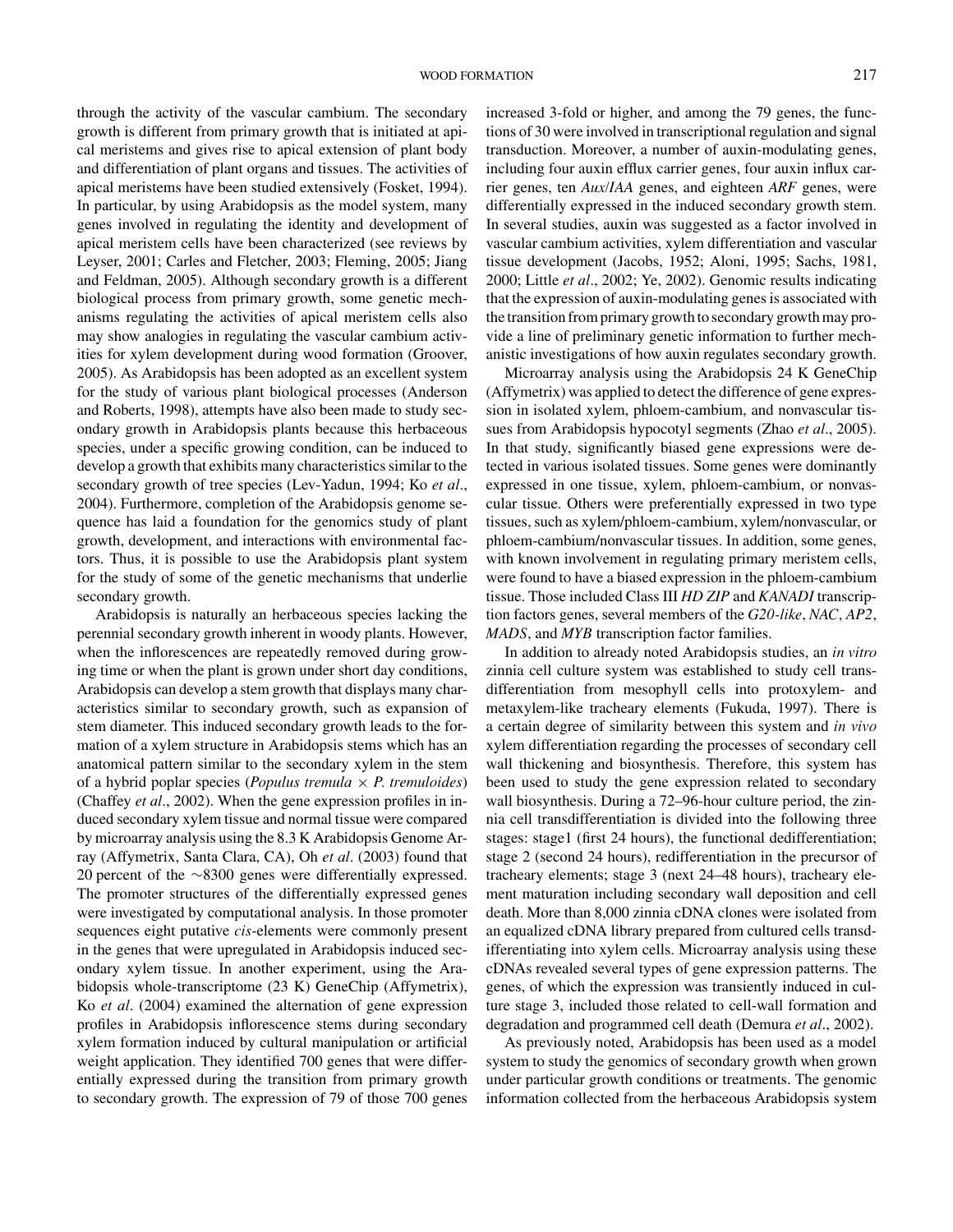through the activity of the vascular cambium. The secondary growth is different from primary growth that is initiated at apical meristems and gives rise to apical extension of plant body and differentiation of plant organs and tissues. The activities of apical meristems have been studied extensively (Fosket, 1994). In particular, by using Arabidopsis as the model system, many genes involved in regulating the identity and development of apical meristem cells have been characterized (see reviews by Leyser, 2001; Carles and Fletcher, 2003; Fleming, 2005; Jiang and Feldman, 2005). Although secondary growth is a different biological process from primary growth, some genetic mechanisms regulating the activities of apical meristem cells also may show analogies in regulating the vascular cambium activities for xylem development during wood formation (Groover, 2005). As Arabidopsis has been adopted as an excellent system for the study of various plant biological processes (Anderson and Roberts, 1998), attempts have also been made to study secondary growth in Arabidopsis plants because this herbaceous species, under a specific growing condition, can be induced to develop a growth that exhibits many characteristics similar to the secondary growth of tree species (Lev-Yadun, 1994; Ko *et al*., 2004). Furthermore, completion of the Arabidopsis genome sequence has laid a foundation for the genomics study of plant growth, development, and interactions with environmental factors. Thus, it is possible to use the Arabidopsis plant system for the study of some of the genetic mechanisms that underlie secondary growth.

Arabidopsis is naturally an herbaceous species lacking the perennial secondary growth inherent in woody plants. However, when the inflorescences are repeatedly removed during growing time or when the plant is grown under short day conditions, Arabidopsis can develop a stem growth that displays many characteristics similar to secondary growth, such as expansion of stem diameter. This induced secondary growth leads to the formation of a xylem structure in Arabidopsis stems which has an anatomical pattern similar to the secondary xylem in the stem of a hybrid poplar species (*Populus tremula* × *P. tremuloides*) (Chaffey *et al*., 2002). When the gene expression profiles in induced secondary xylem tissue and normal tissue were compared by microarray analysis using the 8.3 K Arabidopsis Genome Array (Affymetrix, Santa Clara, CA), Oh *et al*. (2003) found that 20 percent of the ~8300 genes were differentially expressed. The promoter structures of the differentially expressed genes were investigated by computational analysis. In those promoter sequences eight putative *cis*-elements were commonly present in the genes that were upregulated in Arabidopsis induced secondary xylem tissue. In another experiment, using the Arabidopsis whole-transcriptome (23 K) GeneChip (Affymetrix), Ko *et al*. (2004) examined the alternation of gene expression profiles in Arabidopsis inflorescence stems during secondary xylem formation induced by cultural manipulation or artificial weight application. They identified 700 genes that were differentially expressed during the transition from primary growth to secondary growth. The expression of 79 of those 700 genes increased 3-fold or higher, and among the 79 genes, the functions of 30 were involved in transcriptional regulation and signal transduction. Moreover, a number of auxin-modulating genes, including four auxin efflux carrier genes, four auxin influx carrier genes, ten *Aux*/*IAA* genes, and eighteen *ARF* genes, were differentially expressed in the induced secondary growth stem. In several studies, auxin was suggested as a factor involved in vascular cambium activities, xylem differentiation and vascular tissue development (Jacobs, 1952; Aloni, 1995; Sachs, 1981, 2000; Little *et al*., 2002; Ye, 2002). Genomic results indicating that the expression of auxin-modulating genes is associated with the transition from primary growth to secondary growth may provide a line of preliminary genetic information to further mechanistic investigations of how auxin regulates secondary growth.

Microarray analysis using the Arabidopsis 24 K GeneChip (Affymetrix) was applied to detect the difference of gene expression in isolated xylem, phloem-cambium, and nonvascular tissues from Arabidopsis hypocotyl segments (Zhao *et al*., 2005). In that study, significantly biased gene expressions were detected in various isolated tissues. Some genes were dominantly expressed in one tissue, xylem, phloem-cambium, or nonvascular tissue. Others were preferentially expressed in two type tissues, such as xylem/phloem-cambium, xylem/nonvascular, or phloem-cambium/nonvascular tissues. In addition, some genes, with known involvement in regulating primary meristem cells, were found to have a biased expression in the phloem-cambium tissue. Those included Class III *HD ZIP* and *KANADI* transcription factors genes, several members of the *G20-like*, *NAC*, *AP2*, *MADS*, and *MYB* transcription factor families.

In addition to already noted Arabidopsis studies, an *in vitro* zinnia cell culture system was established to study cell transdifferentiation from mesophyll cells into protoxylem- and metaxylem-like tracheary elements (Fukuda, 1997). There is a certain degree of similarity between this system and *in vivo* xylem differentiation regarding the processes of secondary cell wall thickening and biosynthesis. Therefore, this system has been used to study the gene expression related to secondary wall biosynthesis. During a 72–96-hour culture period, the zinnia cell transdifferentiation is divided into the following three stages: stage1 (first 24 hours), the functional dedifferentiation; stage 2 (second 24 hours), redifferentiation in the precursor of tracheary elements; stage 3 (next 24–48 hours), tracheary element maturation including secondary wall deposition and cell death. More than 8,000 zinnia cDNA clones were isolated from an equalized cDNA library prepared from cultured cells transdifferentiating into xylem cells. Microarray analysis using these cDNAs revealed several types of gene expression patterns. The genes, of which the expression was transiently induced in culture stage 3, included those related to cell-wall formation and degradation and programmed cell death (Demura *et al*., 2002).

As previously noted, Arabidopsis has been used as a model system to study the genomics of secondary growth when grown under particular growth conditions or treatments. The genomic information collected from the herbaceous Arabidopsis system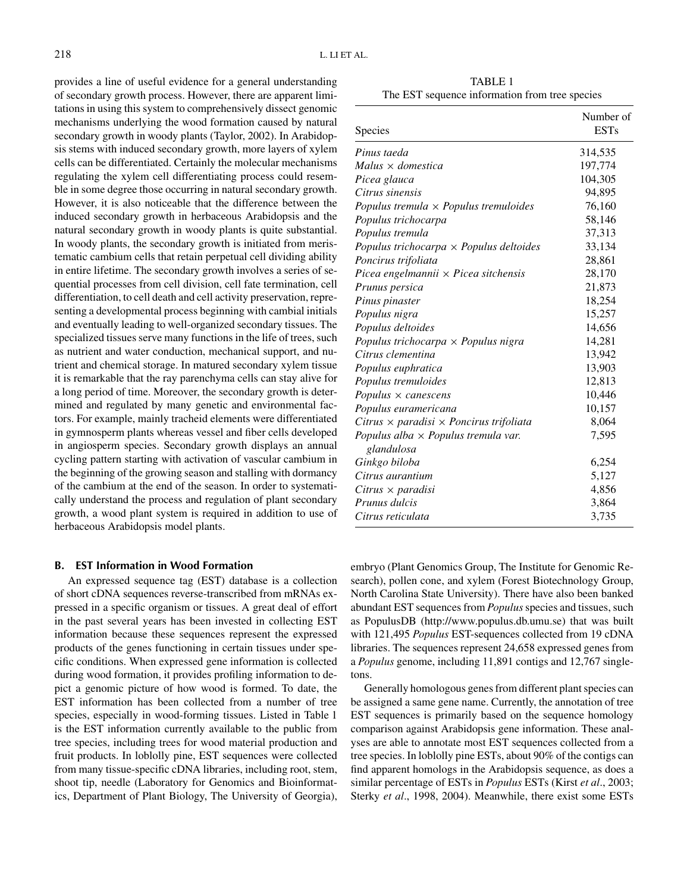provides a line of useful evidence for a general understanding of secondary growth process. However, there are apparent limitations in using this system to comprehensively dissect genomic mechanisms underlying the wood formation caused by natural secondary growth in woody plants (Taylor, 2002). In Arabidopsis stems with induced secondary growth, more layers of xylem cells can be differentiated. Certainly the molecular mechanisms regulating the xylem cell differentiating process could resemble in some degree those occurring in natural secondary growth. However, it is also noticeable that the difference between the induced secondary growth in herbaceous Arabidopsis and the natural secondary growth in woody plants is quite substantial. In woody plants, the secondary growth is initiated from meristematic cambium cells that retain perpetual cell dividing ability in entire lifetime. The secondary growth involves a series of sequential processes from cell division, cell fate termination, cell differentiation, to cell death and cell activity preservation, representing a developmental process beginning with cambial initials and eventually leading to well-organized secondary tissues. The specialized tissues serve many functions in the life of trees, such as nutrient and water conduction, mechanical support, and nutrient and chemical storage. In matured secondary xylem tissue it is remarkable that the ray parenchyma cells can stay alive for a long period of time. Moreover, the secondary growth is determined and regulated by many genetic and environmental factors. For example, mainly tracheid elements were differentiated in gymnosperm plants whereas vessel and fiber cells developed in angiosperm species. Secondary growth displays an annual cycling pattern starting with activation of vascular cambium in the beginning of the growing season and stalling with dormancy of the cambium at the end of the season. In order to systematically understand the process and regulation of plant secondary growth, a wood plant system is required in addition to use of herbaceous Arabidopsis model plants.

TABLE 1
The EST sequence information from tree species

| Species | Number of ESTs |
|---|---|
| *Pinus taeda* | 314,535 |
| *Malus × domestica* | 197,774 |
| *Picea glauca* | 104,305 |
| *Citrus sinensis* | 94,895 |
| *Populus tremula × Populus tremuloides* | 76,160 |
| *Populus trichocarpa* | 58,146 |
| *Populus tremula* | 37,313 |
| *Populus trichocarpa × Populus deltoides* | 33,134 |
| *Poncirus trifoliata* | 28,861 |
| *Picea engelmannii × Picea sitchensis* | 28,170 |
| *Prunus persica* | 21,873 |
| *Pinus pinaster* | 18,254 |
| *Populus nigra* | 15,257 |
| *Populus deltoides* | 14,656 |
| *Populus trichocarpa × Populus nigra* | 14,281 |
| *Citrus clementina* | 13,942 |
| *Populus euphratica* | 13,903 |
| *Populus tremuloides* | 12,813 |
| *Populus × canescens* | 10,446 |
| *Populus euramericana* | 10,157 |
| *Citrus × paradisi × Poncirus trifoliata* | 8,064 |
| *Populus alba × Populus tremula var. glandulosa* | 7,595 |
| *Ginkgo biloba* | 6,254 |
| *Citrus aurantium* | 5,127 |
| *Citrus × paradisi* | 4,856 |
| *Prunus dulcis* | 3,864 |
| *Citrus reticulata* | 3,735 |

## B. EST Information in Wood Formation

An expressed sequence tag (EST) database is a collection of short cDNA sequences reverse-transcribed from mRNAs expressed in a specific organism or tissues. A great deal of effort in the past several years has been invested in collecting EST information because these sequences represent the expressed products of the genes functioning in certain tissues under specific conditions. When expressed gene information is collected during wood formation, it provides profiling information to depict a genomic picture of how wood is formed. To date, the EST information has been collected from a number of tree species, especially in wood-forming tissues. Listed in Table 1 is the EST information currently available to the public from tree species, including trees for wood material production and fruit products. In loblolly pine, EST sequences were collected from many tissue-specific cDNA libraries, including root, stem, shoot tip, needle (Laboratory for Genomics and Bioinformatics, Department of Plant Biology, The University of Georgia), embryo (Plant Genomics Group, The Institute for Genomic Research), pollen cone, and xylem (Forest Biotechnology Group, North Carolina State University). There have also been banked abundant EST sequences from *Populus* species and tissues, such as PopulusDB (http://www.populus.db.umu.se) that was built with 121,495 *Populus* EST-sequences collected from 19 cDNA libraries. The sequences represent 24,658 expressed genes from a *Populus* genome, including 11,891 contigs and 12,767 singletons.

Generally homologous genes from different plant species can be assigned a same gene name. Currently, the annotation of tree EST sequences is primarily based on the sequence homology comparison against Arabidopsis gene information. These analyses are able to annotate most EST sequences collected from a tree species. In loblolly pine ESTs, about 90% of the contigs can find apparent homologs in the Arabidopsis sequence, as does a similar percentage of ESTs in *Populus* ESTs (Kirst *et al*., 2003; Sterky *et al*., 1998, 2004). Meanwhile, there exist some ESTs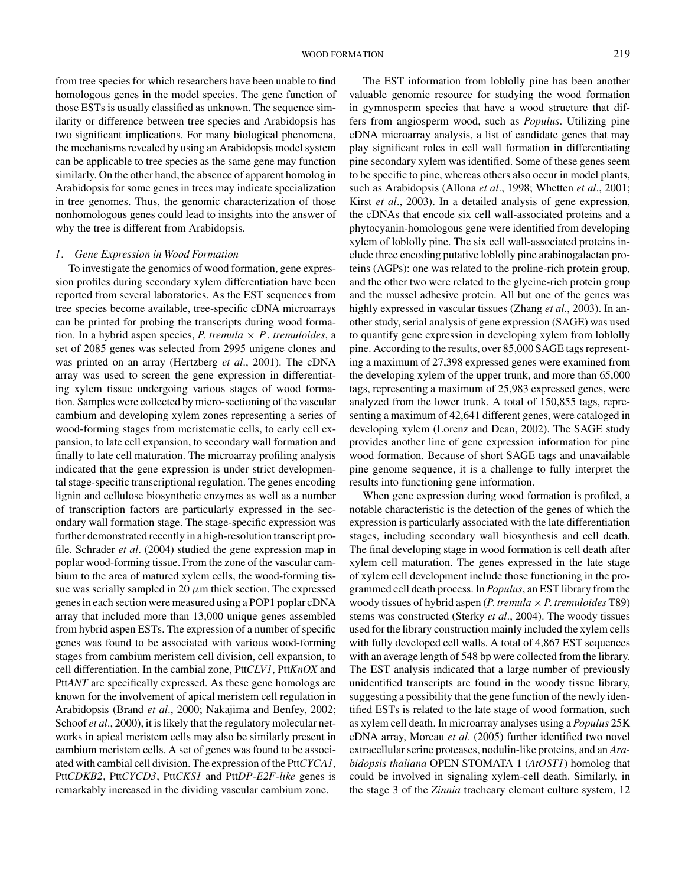from tree species for which researchers have been unable to find homologous genes in the model species. The gene function of those ESTs is usually classified as unknown. The sequence similarity or difference between tree species and Arabidopsis has two significant implications. For many biological phenomena, the mechanisms revealed by using an Arabidopsis model system can be applicable to tree species as the same gene may function similarly. On the other hand, the absence of apparent homolog in Arabidopsis for some genes in trees may indicate specialization in tree genomes. Thus, the genomic characterization of those nonhomologous genes could lead to insights into the answer of why the tree is different from Arabidopsis.

### *1. Gene Expression in Wood Formation*

To investigate the genomics of wood formation, gene expression profiles during secondary xylem differentiation have been reported from several laboratories. As the EST sequences from tree species become available, tree-specific cDNA microarrays can be printed for probing the transcripts during wood formation. In a hybrid aspen species, *P. tremula* × *P. tremuloides*, a set of 2085 genes was selected from 2995 unigene clones and was printed on an array (Hertzberg *et al*., 2001). The cDNA array was used to screen the gene expression in differentiating xylem tissue undergoing various stages of wood formation. Samples were collected by micro-sectioning of the vascular cambium and developing xylem zones representing a series of wood-forming stages from meristematic cells, to early cell expansion, to late cell expansion, to secondary wall formation and finally to late cell maturation. The microarray profiling analysis indicated that the gene expression is under strict developmental stage-specific transcriptional regulation. The genes encoding lignin and cellulose biosynthetic enzymes as well as a number of transcription factors are particularly expressed in the secondary wall formation stage. The stage-specific expression was further demonstrated recently in a high-resolution transcript profile. Schrader *et al*. (2004) studied the gene expression map in poplar wood-forming tissue. From the zone of the vascular cambium to the area of matured xylem cells, the wood-forming tissue was serially sampled in 20 $\mu$m thick section. The expressed genes in each section were measured using a POP1 poplar cDNA array that included more than 13,000 unique genes assembled from hybrid aspen ESTs. The expression of a number of specific genes was found to be associated with various wood-forming stages from cambium meristem cell division, cell expansion, to cell differentiation. In the cambial zone, Ptt*CLV1*, Ptt*KnOX* and Ptt*ANT* are specifically expressed. As these gene homologs are known for the involvement of apical meristem cell regulation in Arabidopsis (Brand *et al*., 2000; Nakajima and Benfey, 2002; Schoof *et al*., 2000), it is likely that the regulatory molecular networks in apical meristem cells may also be similarly present in cambium meristem cells. A set of genes was found to be associated with cambial cell division. The expression of the Ptt*CYCA1*, Ptt*CDKB2*, Ptt*CYCD3*, Ptt*CKS1* and Ptt*DP-E2F-like* genes is remarkably increased in the dividing vascular cambium zone.

The EST information from loblolly pine has been another valuable genomic resource for studying the wood formation in gymnosperm species that have a wood structure that differs from angiosperm wood, such as *Populus*. Utilizing pine cDNA microarray analysis, a list of candidate genes that may play significant roles in cell wall formation in differentiating pine secondary xylem was identified. Some of these genes seem to be specific to pine, whereas others also occur in model plants, such as Arabidopsis (Allona *et al*., 1998; Whetten *et al*., 2001; Kirst *et al*., 2003). In a detailed analysis of gene expression, the cDNAs that encode six cell wall-associated proteins and a phytocyanin-homologous gene were identified from developing xylem of loblolly pine. The six cell wall-associated proteins include three encoding putative loblolly pine arabinogalactan proteins (AGPs): one was related to the proline-rich protein group, and the other two were related to the glycine-rich protein group and the mussel adhesive protein. All but one of the genes was highly expressed in vascular tissues (Zhang *et al*., 2003). In another study, serial analysis of gene expression (SAGE) was used to quantify gene expression in developing xylem from loblolly pine. According to the results, over 85,000 SAGE tags representing a maximum of 27,398 expressed genes were examined from the developing xylem of the upper trunk, and more than 65,000 tags, representing a maximum of 25,983 expressed genes, were analyzed from the lower trunk. A total of 150,855 tags, representing a maximum of 42,641 different genes, were cataloged in developing xylem (Lorenz and Dean, 2002). The SAGE study provides another line of gene expression information for pine wood formation. Because of short SAGE tags and unavailable pine genome sequence, it is a challenge to fully interpret the results into functioning gene information.

When gene expression during wood formation is profiled, a notable characteristic is the detection of the genes of which the expression is particularly associated with the late differentiation stages, including secondary wall biosynthesis and cell death. The final developing stage in wood formation is cell death after xylem cell maturation. The genes expressed in the late stage of xylem cell development include those functioning in the programmed cell death process. In *Populus*, an EST library from the woody tissues of hybrid aspen (*P. tremula* × *P. tremuloides* T89) stems was constructed (Sterky *et al*., 2004). The woody tissues used for the library construction mainly included the xylem cells with fully developed cell walls. A total of 4,867 EST sequences with an average length of 548 bp were collected from the library. The EST analysis indicated that a large number of previously unidentified transcripts are found in the woody tissue library, suggesting a possibility that the gene function of the newly identified ESTs is related to the late stage of wood formation, such as xylem cell death. In microarray analyses using a *Populus* 25K cDNA array, Moreau *et al*. (2005) further identified two novel extracellular serine proteases, nodulin-like proteins, and an *Arabidopsis thaliana* OPEN STOMATA 1 (*AtOST1*) homolog that could be involved in signaling xylem-cell death. Similarly, in the stage 3 of the *Zinnia* tracheary element culture system, 12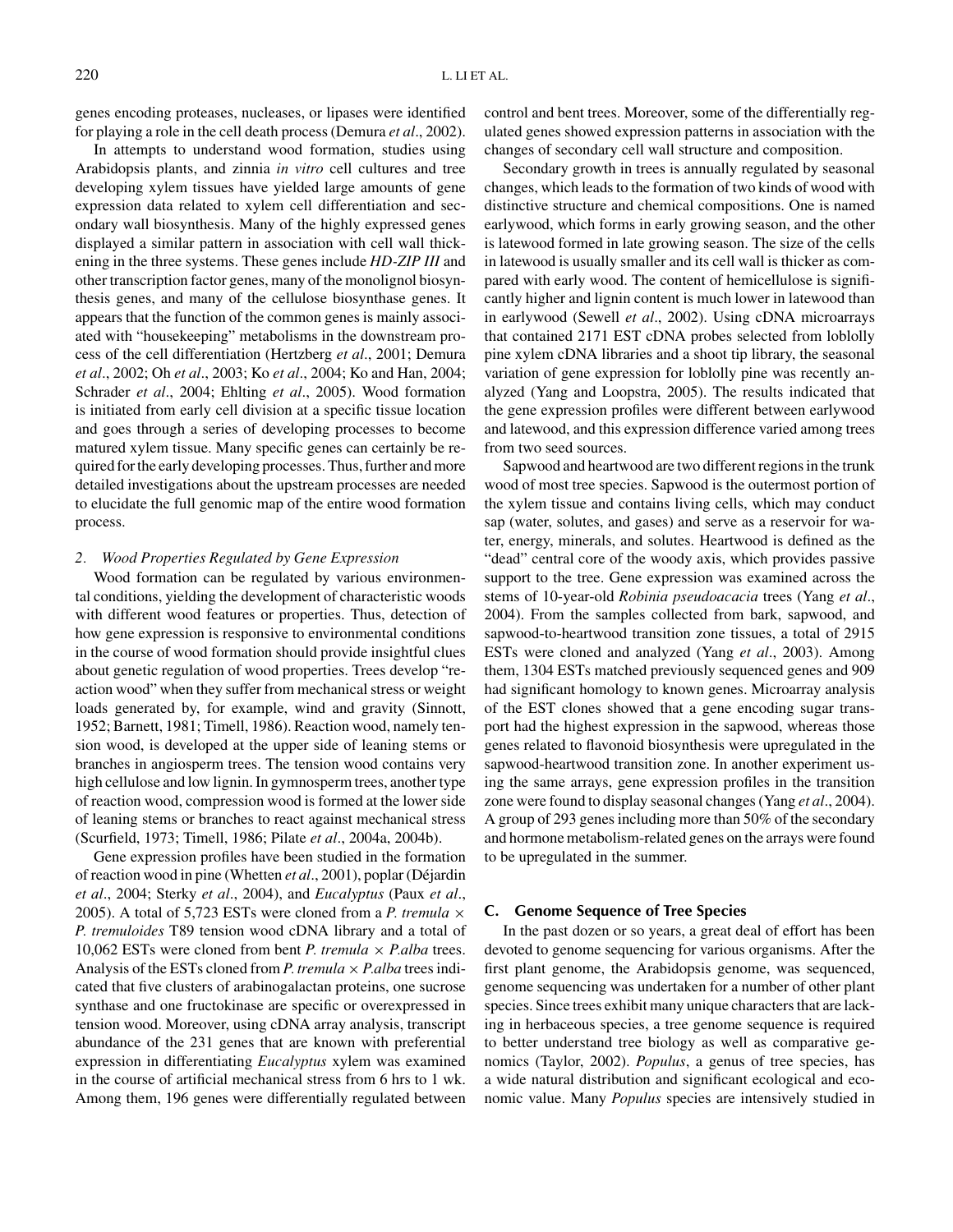genes encoding proteases, nucleases, or lipases were identified for playing a role in the cell death process (Demura *et al*., 2002).

In attempts to understand wood formation, studies using Arabidopsis plants, and zinnia *in vitro* cell cultures and tree developing xylem tissues have yielded large amounts of gene expression data related to xylem cell differentiation and secondary wall biosynthesis. Many of the highly expressed genes displayed a similar pattern in association with cell wall thickening in the three systems. These genes include *HD-ZIP III* and other transcription factor genes, many of the monolignol biosynthesis genes, and many of the cellulose biosynthase genes. It appears that the function of the common genes is mainly associated with "housekeeping" metabolisms in the downstream process of the cell differentiation (Hertzberg *et al*., 2001; Demura *et al*., 2002; Oh *et al*., 2003; Ko *et al*., 2004; Ko and Han, 2004; Schrader *et al*., 2004; Ehlting *et al*., 2005). Wood formation is initiated from early cell division at a specific tissue location and goes through a series of developing processes to become matured xylem tissue. Many specific genes can certainly be required for the early developing processes. Thus, further and more detailed investigations about the upstream processes are needed to elucidate the full genomic map of the entire wood formation process.

#### 2. Wood Properties Regulated by Gene Expression

Wood formation can be regulated by various environmental conditions, yielding the development of characteristic woods with different wood features or properties. Thus, detection of how gene expression is responsive to environmental conditions in the course of wood formation should provide insightful clues about genetic regulation of wood properties. Trees develop "reaction wood" when they suffer from mechanical stress or weight loads generated by, for example, wind and gravity (Sinnott, 1952; Barnett, 1981; Timell, 1986). Reaction wood, namely tension wood, is developed at the upper side of leaning stems or branches in angiosperm trees. The tension wood contains very high cellulose and low lignin. In gymnosperm trees, another type of reaction wood, compression wood is formed at the lower side of leaning stems or branches to react against mechanical stress (Scurfield, 1973; Timell, 1986; Pilate *et al*., 2004a, 2004b).

Gene expression profiles have been studied in the formation of reaction wood in pine (Whetten *et al*., 2001), poplar (Déjardin *et al*., 2004; Sterky *et al*., 2004), and *Eucalyptus* (Paux *et al*., 2005). A total of 5,723 ESTs were cloned from a *P. tremula* × *P. tremuloides* T89 tension wood cDNA library and a total of 10,062 ESTs were cloned from bent *P. tremula* × *P.alba* trees. Analysis of the ESTs cloned from *P. tremula* × *P.alba* trees indicated that five clusters of arabinogalactan proteins, one sucrose synthase and one fructokinase are specific or overexpressed in tension wood. Moreover, using cDNA array analysis, transcript abundance of the 231 genes that are known with preferential expression in differentiating *Eucalyptus* xylem was examined in the course of artificial mechanical stress from 6 hrs to 1 wk. Among them, 196 genes were differentially regulated between control and bent trees. Moreover, some of the differentially regulated genes showed expression patterns in association with the changes of secondary cell wall structure and composition.

Secondary growth in trees is annually regulated by seasonal changes, which leads to the formation of two kinds of wood with distinctive structure and chemical compositions. One is named earlywood, which forms in early growing season, and the other is latewood formed in late growing season. The size of the cells in latewood is usually smaller and its cell wall is thicker as compared with early wood. The content of hemicellulose is significantly higher and lignin content is much lower in latewood than in earlywood (Sewell *et al*., 2002). Using cDNA microarrays that contained 2171 EST cDNA probes selected from loblolly pine xylem cDNA libraries and a shoot tip library, the seasonal variation of gene expression for loblolly pine was recently analyzed (Yang and Loopstra, 2005). The results indicated that the gene expression profiles were different between earlywood and latewood, and this expression difference varied among trees from two seed sources.

Sapwood and heartwood are two different regions in the trunk wood of most tree species. Sapwood is the outermost portion of the xylem tissue and contains living cells, which may conduct sap (water, solutes, and gases) and serve as a reservoir for water, energy, minerals, and solutes. Heartwood is defined as the "dead" central core of the woody axis, which provides passive support to the tree. Gene expression was examined across the stems of 10-year-old *Robinia pseudoacacia* trees (Yang *et al*., 2004). From the samples collected from bark, sapwood, and sapwood-to-heartwood transition zone tissues, a total of 2915 ESTs were cloned and analyzed (Yang *et al*., 2003). Among them, 1304 ESTs matched previously sequenced genes and 909 had significant homology to known genes. Microarray analysis of the EST clones showed that a gene encoding sugar transport had the highest expression in the sapwood, whereas those genes related to flavonoid biosynthesis were upregulated in the sapwood-heartwood transition zone. In another experiment using the same arrays, gene expression profiles in the transition zone were found to display seasonal changes (Yang *et al*., 2004). A group of 293 genes including more than 50% of the secondary and hormone metabolism-related genes on the arrays were found to be upregulated in the summer.

### C. Genome Sequence of Tree Species

In the past dozen or so years, a great deal of effort has been devoted to genome sequencing for various organisms. After the first plant genome, the Arabidopsis genome, was sequenced, genome sequencing was undertaken for a number of other plant species. Since trees exhibit many unique characters that are lacking in herbaceous species, a tree genome sequence is required to better understand tree biology as well as comparative genomics (Taylor, 2002). *Populus*, a genus of tree species, has a wide natural distribution and significant ecological and economic value. Many *Populus* species are intensively studied in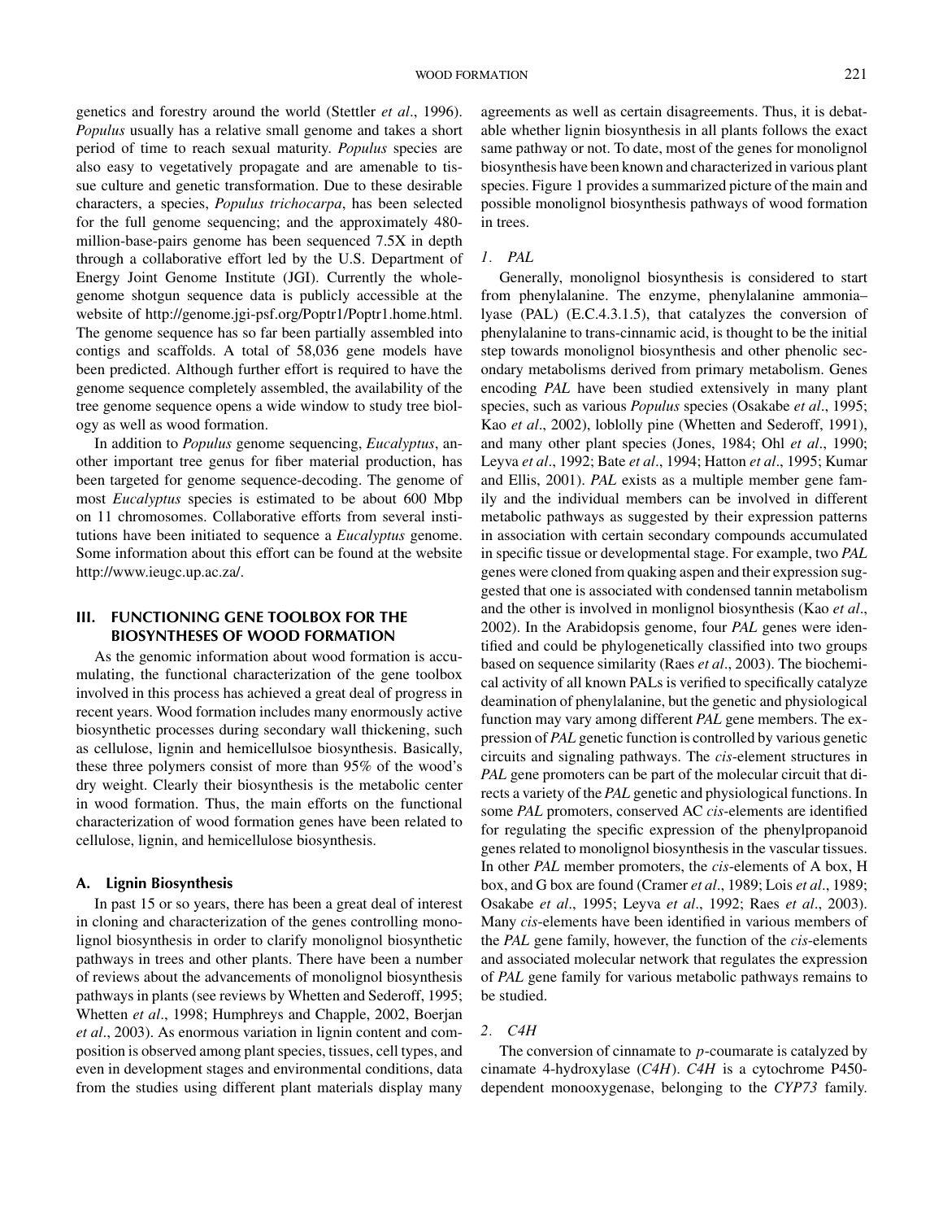genetics and forestry around the world (Stettler *et al*., 1996). *Populus* usually has a relative small genome and takes a short period of time to reach sexual maturity. *Populus* species are also easy to vegetatively propagate and are amenable to tissue culture and genetic transformation. Due to these desirable characters, a species, *Populus trichocarpa*, has been selected for the full genome sequencing; and the approximately 480-million-base-pairs genome has been sequenced 7.5X in depth through a collaborative effort led by the U.S. Department of Energy Joint Genome Institute (JGI). Currently the whole-genome shotgun sequence data is publicly accessible at the website of http://genome.jgi-psf.org/Poptr1/Poptr1.home.html. The genome sequence has so far been partially assembled into contigs and scaffolds. A total of 58,036 gene models have been predicted. Although further effort is required to have the genome sequence completely assembled, the availability of the tree genome sequence opens a wide window to study tree biology as well as wood formation.

In addition to *Populus* genome sequencing, *Eucalyptus*, another important tree genus for fiber material production, has been targeted for genome sequence-decoding. The genome of most *Eucalyptus* species is estimated to be about 600 Mbp on 11 chromosomes. Collaborative efforts from several institutions have been initiated to sequence a *Eucalyptus* genome. Some information about this effort can be found at the website http://www.ieugc.up.ac.za/.

## III. FUNCTIONING GENE TOOLBOX FOR THE BIOSYNTHESES OF WOOD FORMATION

As the genomic information about wood formation is accumulating, the functional characterization of the gene toolbox involved in this process has achieved a great deal of progress in recent years. Wood formation includes many enormously active biosynthetic processes during secondary wall thickening, such as cellulose, lignin and hemicellulsoe biosynthesis. Basically, these three polymers consist of more than 95% of the wood's dry weight. Clearly their biosynthesis is the metabolic center in wood formation. Thus, the main efforts on the functional characterization of wood formation genes have been related to cellulose, lignin, and hemicellulose biosynthesis.

### A. Lignin Biosynthesis

In past 15 or so years, there has been a great deal of interest in cloning and characterization of the genes controlling monolignol biosynthesis in order to clarify monolignol biosynthetic pathways in trees and other plants. There have been a number of reviews about the advancements of monolignol biosynthesis pathways in plants (see reviews by Whetten and Sederoff, 1995; Whetten *et al*., 1998; Humphreys and Chapple, 2002, Boerjan *et al*., 2003). As enormous variation in lignin content and composition is observed among plant species, tissues, cell types, and even in development stages and environmental conditions, data from the studies using different plant materials display many agreements as well as certain disagreements. Thus, it is debatable whether lignin biosynthesis in all plants follows the exact same pathway or not. To date, most of the genes for monolignol biosynthesis have been known and characterized in various plant species. Figure 1 provides a summarized picture of the main and possible monolignol biosynthesis pathways of wood formation in trees.

#### *1. PAL*

Generally, monolignol biosynthesis is considered to start from phenylalanine. The enzyme, phenylalanine ammonia–lyase (PAL) (E.C.4.3.1.5), that catalyzes the conversion of phenylalanine to trans-cinnamic acid, is thought to be the initial step towards monolignol biosynthesis and other phenolic secondary metabolisms derived from primary metabolism. Genes encoding *PAL* have been studied extensively in many plant species, such as various *Populus* species (Osakabe *et al*., 1995; Kao *et al*., 2002), loblolly pine (Whetten and Sederoff, 1991), and many other plant species (Jones, 1984; Ohl *et al*., 1990; Leyva *et al*., 1992; Bate *et al*., 1994; Hatton *et al*., 1995; Kumar and Ellis, 2001). *PAL* exists as a multiple member gene family and the individual members can be involved in different metabolic pathways as suggested by their expression patterns in association with certain secondary compounds accumulated in specific tissue or developmental stage. For example, two *PAL* genes were cloned from quaking aspen and their expression suggested that one is associated with condensed tannin metabolism and the other is involved in monlignol biosynthesis (Kao *et al*., 2002). In the Arabidopsis genome, four *PAL* genes were identified and could be phylogenetically classified into two groups based on sequence similarity (Raes *et al*., 2003). The biochemical activity of all known PALs is verified to specifically catalyze deamination of phenylalanine, but the genetic and physiological function may vary among different *PAL* gene members. The expression of *PAL* genetic function is controlled by various genetic circuits and signaling pathways. The *cis*-element structures in *PAL* gene promoters can be part of the molecular circuit that directs a variety of the *PAL* genetic and physiological functions. In some *PAL* promoters, conserved AC *cis*-elements are identified for regulating the specific expression of the phenylpropanoid genes related to monolignol biosynthesis in the vascular tissues. In other *PAL* member promoters, the *cis*-elements of A box, H box, and G box are found (Cramer *et al*., 1989; Lois *et al*., 1989; Osakabe *et al*., 1995; Leyva *et al*., 1992; Raes *et al*., 2003). Many *cis*-elements have been identified in various members of the *PAL* gene family, however, the function of the *cis*-elements and associated molecular network that regulates the expression of *PAL* gene family for various metabolic pathways remains to be studied.

#### *2. C4H*

The conversion of cinnamate to *p*-coumarate is catalyzed by cinamate 4-hydroxylase (*C4H*). *C4H* is a cytochrome P450-dependent monooxygenase, belonging to the *CYP73* family.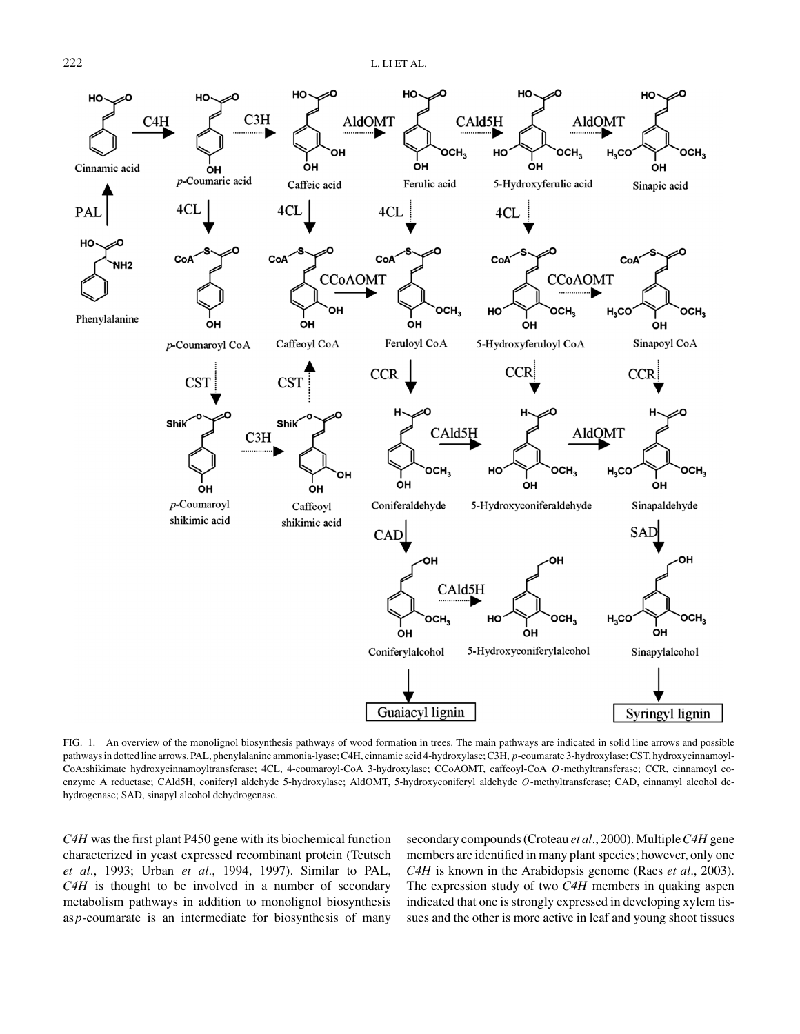FIG. 1. An overview of the monolignol biosynthesis pathways of wood formation in trees. The main pathways are indicated in solid line arrows and possible pathways in dotted line arrows. PAL, phenylalanine ammonia-lyase; C4H, cinnamic acid 4-hydroxylase; C3H, *p*-coumarate 3-hydroxylase; CST, hydroxycinnamoyl-CoA:shikimate hydroxycinnamoyltransferase; 4CL, 4-coumaroyl-CoA 3-hydroxylase; CCoAOMT, caffeoyl-CoA *O*-methyltransferase; CCR, cinnamoyl co-enzyme A reductase; CAld5H, coniferyl aldehyde 5-hydroxylase; AldOMT, 5-hydroxyconiferyl aldehyde *O*-methyltransferase; CAD, cinnamyl alcohol dehydrogenase; SAD, sinapyl alcohol dehydrogenase.

*C4H* was the first plant P450 gene with its biochemical function characterized in yeast expressed recombinant protein (Teutsch *et al*., 1993; Urban *et al*., 1994, 1997). Similar to PAL, *C4H* is thought to be involved in a number of secondary metabolism pathways in addition to monolignol biosynthesis as *p*-coumarate is an intermediate for biosynthesis of many secondary compounds (Croteau *et al*., 2000). Multiple *C4H* gene members are identified in many plant species; however, only one *C4H* is known in the Arabidopsis genome (Raes *et al*., 2003). The expression study of two *C4H* members in quaking aspen indicated that one is strongly expressed in developing xylem tissues and the other is more active in leaf and young shoot tissues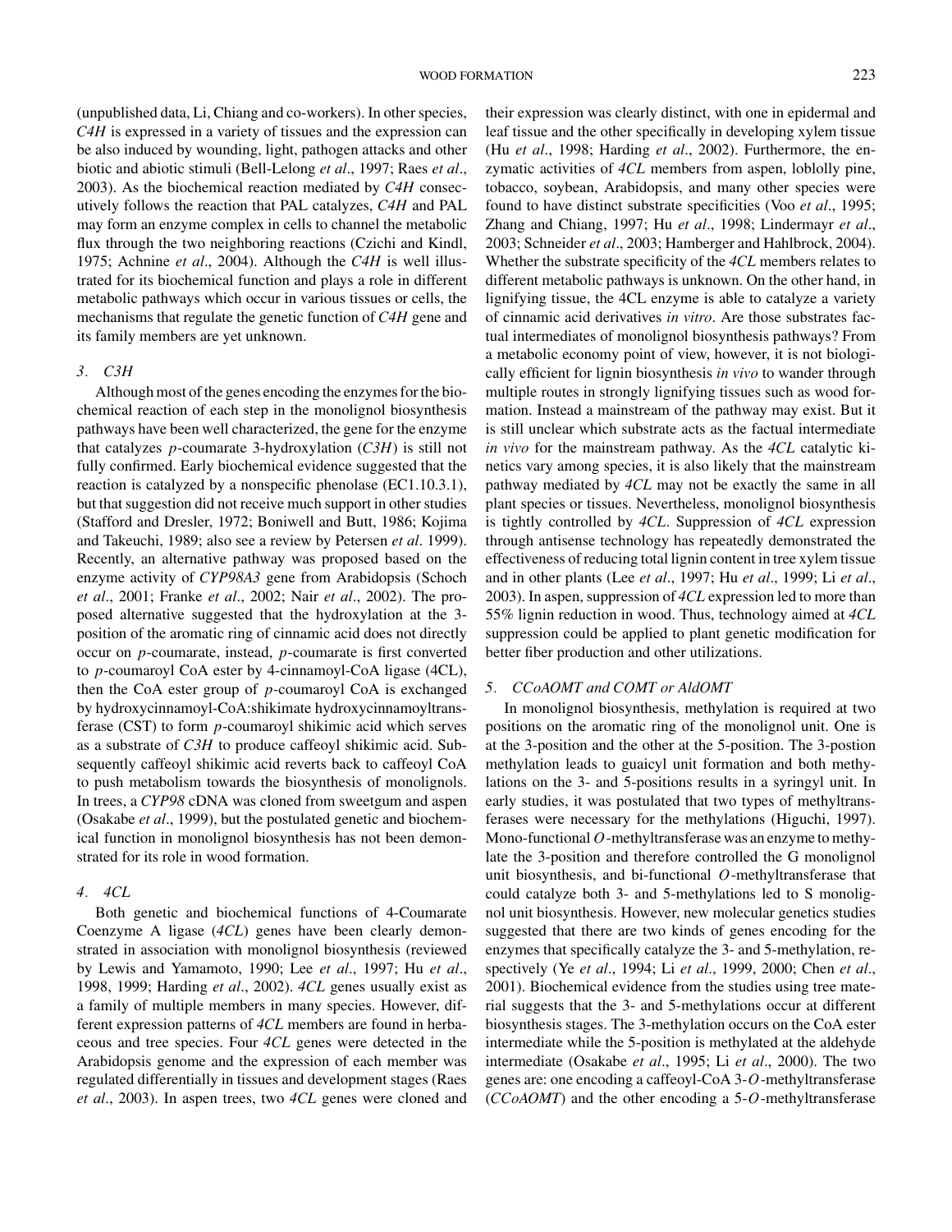(unpublished data, Li, Chiang and co-workers). In other species, *C4H* is expressed in a variety of tissues and the expression can be also induced by wounding, light, pathogen attacks and other biotic and abiotic stimuli (Bell-Lelong *et al*., 1997; Raes *et al*., 2003). As the biochemical reaction mediated by *C4H* consecutively follows the reaction that PAL catalyzes, *C4H* and PAL may form an enzyme complex in cells to channel the metabolic flux through the two neighboring reactions (Czichi and Kindl, 1975; Achnine *et al*., 2004). Although the *C4H* is well illustrated for its biochemical function and plays a role in different metabolic pathways which occur in various tissues or cells, the mechanisms that regulate the genetic function of *C4H* gene and its family members are yet unknown.

### *3. C3H*

Although most of the genes encoding the enzymes for the biochemical reaction of each step in the monolignol biosynthesis pathways have been well characterized, the gene for the enzyme that catalyzes *p*-coumarate 3-hydroxylation (*C3H*) is still not fully confirmed. Early biochemical evidence suggested that the reaction is catalyzed by a nonspecific phenolase (EC1.10.3.1), but that suggestion did not receive much support in other studies (Stafford and Dresler, 1972; Boniwell and Butt, 1986; Kojima and Takeuchi, 1989; also see a review by Petersen *et al*. 1999). Recently, an alternative pathway was proposed based on the enzyme activity of *CYP98A3* gene from Arabidopsis (Schoch *et al*., 2001; Franke *et al*., 2002; Nair *et al*., 2002). The proposed alternative suggested that the hydroxylation at the 3-position of the aromatic ring of cinnamic acid does not directly occur on *p*-coumarate, instead, *p*-coumarate is first converted to *p*-coumaroyl CoA ester by 4-cinnamoyl-CoA ligase (4CL), then the CoA ester group of *p*-coumaroyl CoA is exchanged by hydroxycinnamoyl-CoA:shikimate hydroxycinnamoyltransferase (CST) to form *p*-coumaroyl shikimic acid which serves as a substrate of *C3H* to produce caffeoyl shikimic acid. Subsequently caffeoyl shikimic acid reverts back to caffeoyl CoA to push metabolism towards the biosynthesis of monolignols. In trees, a *CYP98* cDNA was cloned from sweetgum and aspen (Osakabe *et al*., 1999), but the postulated genetic and biochemical function in monolignol biosynthesis has not been demonstrated for its role in wood formation.

### *4. 4CL*

Both genetic and biochemical functions of 4-Coumarate Coenzyme A ligase (*4CL*) genes have been clearly demonstrated in association with monolignol biosynthesis (reviewed by Lewis and Yamamoto, 1990; Lee *et al*., 1997; Hu *et al*., 1998, 1999; Harding *et al*., 2002). *4CL* genes usually exist as a family of multiple members in many species. However, different expression patterns of *4CL* members are found in herbaceous and tree species. Four *4CL* genes were detected in the Arabidopsis genome and the expression of each member was regulated differentially in tissues and development stages (Raes *et al*., 2003). In aspen trees, two *4CL* genes were cloned and their expression was clearly distinct, with one in epidermal and leaf tissue and the other specifically in developing xylem tissue (Hu *et al*., 1998; Harding *et al*., 2002). Furthermore, the enzymatic activities of *4CL* members from aspen, loblolly pine, tobacco, soybean, Arabidopsis, and many other species were found to have distinct substrate specificities (Voo *et al*., 1995; Zhang and Chiang, 1997; Hu *et al*., 1998; Lindermayr *et al*., 2003; Schneider *et al*., 2003; Hamberger and Hahlbrock, 2004). Whether the substrate specificity of the *4CL* members relates to different metabolic pathways is unknown. On the other hand, in lignifying tissue, the 4CL enzyme is able to catalyze a variety of cinnamic acid derivatives *in vitro*. Are those substrates factual intermediates of monolignol biosynthesis pathways? From a metabolic economy point of view, however, it is not biologically efficient for lignin biosynthesis *in vivo* to wander through multiple routes in strongly lignifying tissues such as wood formation. Instead a mainstream of the pathway may exist. But it is still unclear which substrate acts as the factual intermediate *in vivo* for the mainstream pathway. As the *4CL* catalytic kinetics vary among species, it is also likely that the mainstream pathway mediated by *4CL* may not be exactly the same in all plant species or tissues. Nevertheless, monolignol biosynthesis is tightly controlled by *4CL*. Suppression of *4CL* expression through antisense technology has repeatedly demonstrated the effectiveness of reducing total lignin content in tree xylem tissue and in other plants (Lee *et al*., 1997; Hu *et al*., 1999; Li *et al*., 2003). In aspen, suppression of *4CL* expression led to more than 55% lignin reduction in wood. Thus, technology aimed at *4CL* suppression could be applied to plant genetic modification for better fiber production and other utilizations.

### *5. CCoAOMT and COMT or AldOMT*

In monolignol biosynthesis, methylation is required at two positions on the aromatic ring of the monolignol unit. One is at the 3-position and the other at the 5-position. The 3-postion methylation leads to guaicyl unit formation and both methylations on the 3- and 5-positions results in a syringyl unit. In early studies, it was postulated that two types of methyltransferases were necessary for the methylations (Higuchi, 1997). Mono-functional *O*-methyltransferase was an enzyme to methylate the 3-position and therefore controlled the G monolignol unit biosynthesis, and bi-functional *O*-methyltransferase that could catalyze both 3- and 5-methylations led to S monolignol unit biosynthesis. However, new molecular genetics studies suggested that there are two kinds of genes encoding for the enzymes that specifically catalyze the 3- and 5-methylation, respectively (Ye *et al*., 1994; Li *et al*., 1999, 2000; Chen *et al*., 2001). Biochemical evidence from the studies using tree material suggests that the 3- and 5-methylations occur at different biosynthesis stages. The 3-methylation occurs on the CoA ester intermediate while the 5-position is methylated at the aldehyde intermediate (Osakabe *et al*., 1995; Li *et al*., 2000). The two genes are: one encoding a caffeoyl-CoA 3-*O*-methyltransferase (*CCoAOMT*) and the other encoding a 5-*O*-methyltransferase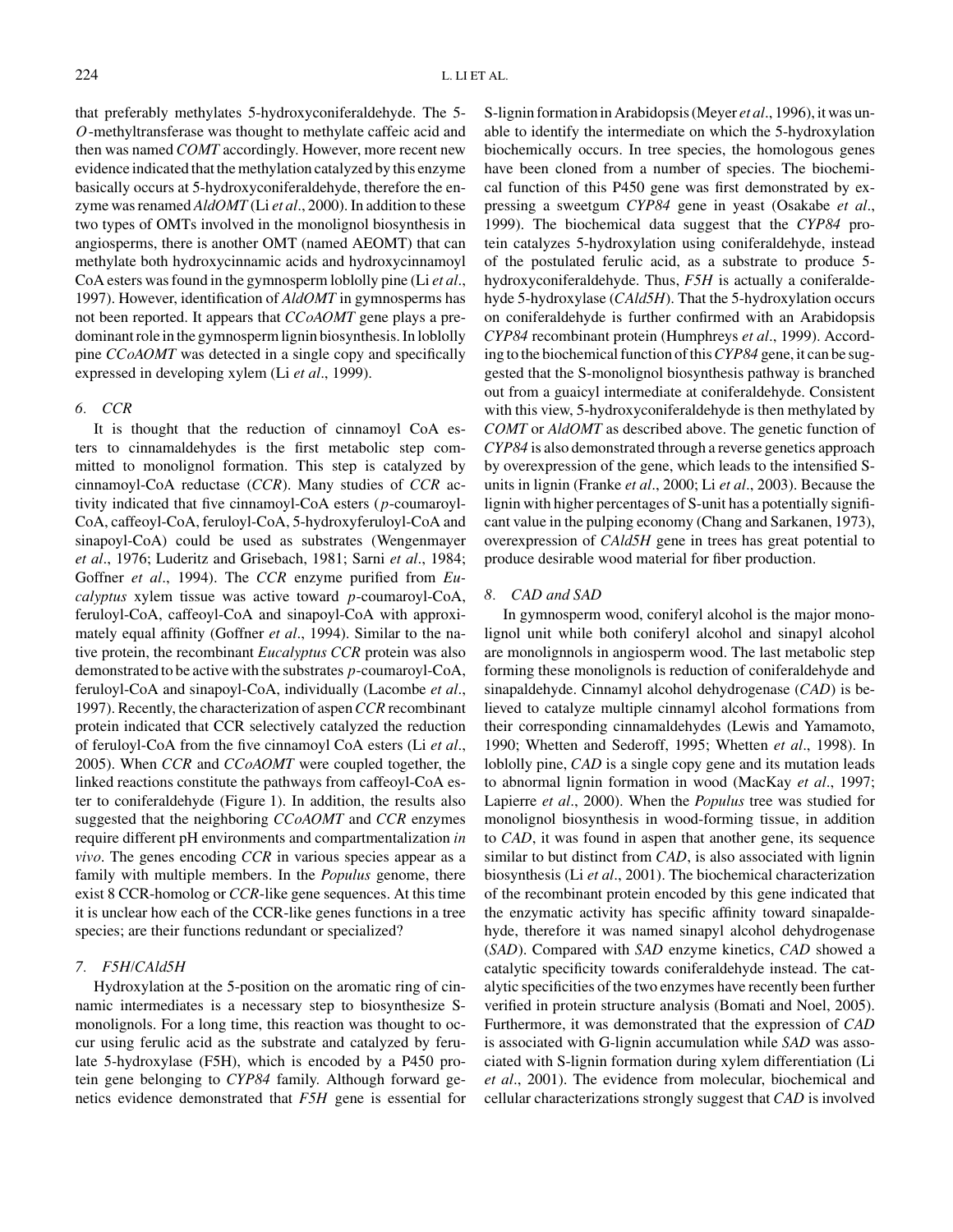that preferably methylates 5-hydroxyconiferaldehyde. The 5-*O*-methyltransferase was thought to methylate caffeic acid and then was named *COMT* accordingly. However, more recent new evidence indicated that the methylation catalyzed by this enzyme basically occurs at 5-hydroxyconiferaldehyde, therefore the enzyme was renamed *AldOMT* (Li *et al*., 2000). In addition to these two types of OMTs involved in the monolignol biosynthesis in angiosperms, there is another OMT (named AEOMT) that can methylate both hydroxycinnamic acids and hydroxycinnamoyl CoA esters was found in the gymnosperm loblolly pine (Li *et al*., 1997). However, identification of *AldOMT* in gymnosperms has not been reported. It appears that *CCoAOMT* gene plays a predominant role in the gymnosperm lignin biosynthesis. In loblolly pine *CCoAOMT* was detected in a single copy and specifically expressed in developing xylem (Li *et al*., 1999).

### 6. *CCR*

It is thought that the reduction of cinnamoyl CoA esters to cinnamaldehydes is the first metabolic step committed to monolignol formation. This step is catalyzed by cinnamoyl-CoA reductase (*CCR*). Many studies of *CCR* activity indicated that five cinnamoyl-CoA esters (*p*-coumaroyl-CoA, caffeoyl-CoA, feruloyl-CoA, 5-hydroxyferuloyl-CoA and sinapoyl-CoA) could be used as substrates (Wengenmayer *et al*., 1976; Luderitz and Grisebach, 1981; Sarni *et al*., 1984; Goffner *et al*., 1994). The *CCR* enzyme purified from *Eucalyptus* xylem tissue was active toward *p*-coumaroyl-CoA, feruloyl-CoA, caffeoyl-CoA and sinapoyl-CoA with approximately equal affinity (Goffner *et al*., 1994). Similar to the native protein, the recombinant *Eucalyptus CCR* protein was also demonstrated to be active with the substrates *p*-coumaroyl-CoA, feruloyl-CoA and sinapoyl-CoA, individually (Lacombe *et al*., 1997). Recently, the characterization of aspen *CCR* recombinant protein indicated that CCR selectively catalyzed the reduction of feruloyl-CoA from the five cinnamoyl CoA esters (Li *et al*., 2005). When *CCR* and *CCoAOMT* were coupled together, the linked reactions constitute the pathways from caffeoyl-CoA ester to coniferaldehyde (Figure 1). In addition, the results also suggested that the neighboring *CCoAOMT* and *CCR* enzymes require different pH environments and compartmentalization *in vivo*. The genes encoding *CCR* in various species appear as a family with multiple members. In the *Populus* genome, there exist 8 CCR-homolog or *CCR*-like gene sequences. At this time it is unclear how each of the CCR-like genes functions in a tree species; are their functions redundant or specialized?

### 7. *F5H*/*CAld5H*

Hydroxylation at the 5-position on the aromatic ring of cinnamic intermediates is a necessary step to biosynthesize S-monolignols. For a long time, this reaction was thought to occur using ferulic acid as the substrate and catalyzed by ferulate 5-hydroxylase (F5H), which is encoded by a P450 protein gene belonging to *CYP84* family. Although forward genetics evidence demonstrated that *F5H* gene is essential for S-lignin formation in Arabidopsis (Meyer *et al*., 1996), it was unable to identify the intermediate on which the 5-hydroxylation biochemically occurs. In tree species, the homologous genes have been cloned from a number of species. The biochemical function of this P450 gene was first demonstrated by expressing a sweetgum *CYP84* gene in yeast (Osakabe *et al*., 1999). The biochemical data suggest that the *CYP84* protein catalyzes 5-hydroxylation using coniferaldehyde, instead of the postulated ferulic acid, as a substrate to produce 5-hydroxyconiferaldehyde. Thus, *F5H* is actually a coniferaldehyde 5-hydroxylase (*CAld5H*). That the 5-hydroxylation occurs on coniferaldehyde is further confirmed with an Arabidopsis *CYP84* recombinant protein (Humphreys *et al*., 1999). According to the biochemical function of this *CYP84* gene, it can be suggested that the S-monolignol biosynthesis pathway is branched out from a guaicyl intermediate at coniferaldehyde. Consistent with this view, 5-hydroxyconiferaldehyde is then methylated by *COMT* or *AldOMT* as described above. The genetic function of *CYP84* is also demonstrated through a reverse genetics approach by overexpression of the gene, which leads to the intensified S-units in lignin (Franke *et al*., 2000; Li *et al*., 2003). Because the lignin with higher percentages of S-unit has a potentially significant value in the pulping economy (Chang and Sarkanen, 1973), overexpression of *CAld5H* gene in trees has great potential to produce desirable wood material for fiber production.

### 8. *CAD and SAD*

In gymnosperm wood, coniferyl alcohol is the major monolignol unit while both coniferyl alcohol and sinapyl alcohol are monolignnols in angiosperm wood. The last metabolic step forming these monolignols is reduction of coniferaldehyde and sinapaldehyde. Cinnamyl alcohol dehydrogenase (*CAD*) is believed to catalyze multiple cinnamyl alcohol formations from their corresponding cinnamaldehydes (Lewis and Yamamoto, 1990; Whetten and Sederoff, 1995; Whetten *et al*., 1998). In loblolly pine, *CAD* is a single copy gene and its mutation leads to abnormal lignin formation in wood (MacKay *et al*., 1997; Lapierre *et al*., 2000). When the *Populus* tree was studied for monolignol biosynthesis in wood-forming tissue, in addition to *CAD*, it was found in aspen that another gene, its sequence similar to but distinct from *CAD*, is also associated with lignin biosynthesis (Li *et al*., 2001). The biochemical characterization of the recombinant protein encoded by this gene indicated that the enzymatic activity has specific affinity toward sinapaldehyde, therefore it was named sinapyl alcohol dehydrogenase (*SAD*). Compared with *SAD* enzyme kinetics, *CAD* showed a catalytic specificity towards coniferaldehyde instead. The catalytic specificities of the two enzymes have recently been further verified in protein structure analysis (Bomati and Noel, 2005). Furthermore, it was demonstrated that the expression of *CAD* is associated with G-lignin accumulation while *SAD* was associated with S-lignin formation during xylem differentiation (Li *et al*., 2001). The evidence from molecular, biochemical and cellular characterizations strongly suggest that *CAD* is involved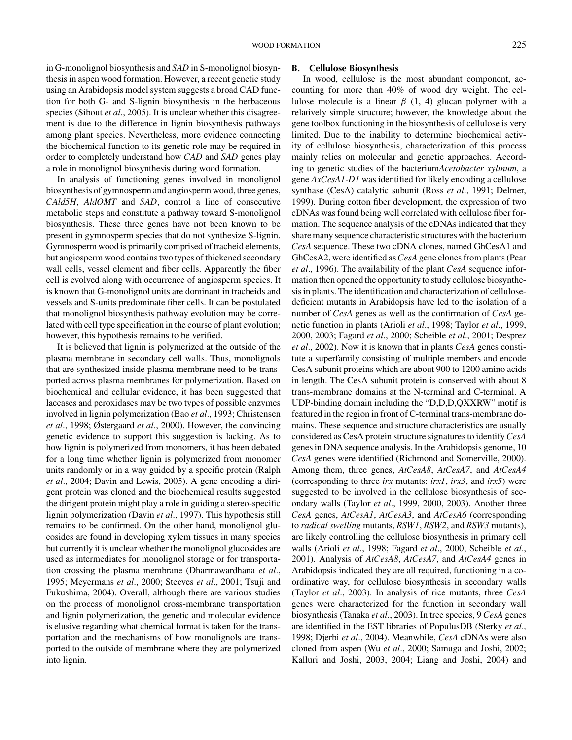in G-monolignol biosynthesis and *SAD* in S-monolignol biosynthesis in aspen wood formation. However, a recent genetic study using an Arabidopsis model system suggests a broad CAD function for both G- and S-lignin biosynthesis in the herbaceous species (Sibout *et al*., 2005). It is unclear whether this disagreement is due to the difference in lignin biosynthesis pathways among plant species. Nevertheless, more evidence connecting the biochemical function to its genetic role may be required in order to completely understand how *CAD* and *SAD* genes play a role in monolignol biosynthesis during wood formation.

In analysis of functioning genes involved in monolignol biosynthesis of gymnosperm and angiosperm wood, three genes, *CAld5H*, *AldOMT* and *SAD*, control a line of consecutive metabolic steps and constitute a pathway toward S-monolignol biosynthesis. These three genes have not been known to be present in gymnosperm species that do not synthesize S-lignin. Gymnosperm wood is primarily comprised of tracheid elements, but angiosperm wood contains two types of thickened secondary wall cells, vessel element and fiber cells. Apparently the fiber cell is evolved along with occurrence of angiosperm species. It is known that G-monolignol units are dominant in tracheids and vessels and S-units predominate fiber cells. It can be postulated that monolignol biosynthesis pathway evolution may be correlated with cell type specification in the course of plant evolution; however, this hypothesis remains to be verified.

It is believed that lignin is polymerized at the outside of the plasma membrane in secondary cell walls. Thus, monolignols that are synthesized inside plasma membrane need to be transported across plasma membranes for polymerization. Based on biochemical and cellular evidence, it has been suggested that laccases and peroxidases may be two types of possible enzymes involved in lignin polymerization (Bao *et al*., 1993; Christensen *et al*., 1998; Østergaard *et al*., 2000). However, the convincing genetic evidence to support this suggestion is lacking. As to how lignin is polymerized from monomers, it has been debated for a long time whether lignin is polymerized from monomer units randomly or in a way guided by a specific protein (Ralph *et al*., 2004; Davin and Lewis, 2005). A gene encoding a dirigent protein was cloned and the biochemical results suggested the dirigent protein might play a role in guiding a stereo-specific lignin polymerization (Davin *et al*., 1997). This hypothesis still remains to be confirmed. On the other hand, monolignol glucosides are found in developing xylem tissues in many species but currently it is unclear whether the monolignol glucosides are used as intermediates for monolignol storage or for transportation crossing the plasma membrane (Dharmawardhana *et al*., 1995; Meyermans *et al*., 2000; Steeves *et al*., 2001; Tsuji and Fukushima, 2004). Overall, although there are various studies on the process of monolignol cross-membrane transportation and lignin polymerization, the genetic and molecular evidence is elusive regarding what chemical format is taken for the transportation and the mechanisms of how monolignols are transported to the outside of membrane where they are polymerized into lignin.

## B. Cellulose Biosynthesis

In wood, cellulose is the most abundant component, accounting for more than 40% of wood dry weight. The cellulose molecule is a linear $\beta$ (1, 4) glucan polymer with a relatively simple structure; however, the knowledge about the gene toolbox functioning in the biosynthesis of cellulose is very limited. Due to the inability to determine biochemical activity of cellulose biosynthesis, characterization of this process mainly relies on molecular and genetic approaches. According to genetic studies of the bacterium *Acetobacter xylinum*, a gene *AxCesA1-D1* was identified for likely encoding a cellulose synthase (CesA) catalytic subunit (Ross *et al*., 1991; Delmer, 1999). During cotton fiber development, the expression of two cDNAs was found being well correlated with cellulose fiber formation. The sequence analysis of the cDNAs indicated that they share many sequence characteristic structures with the bacterium *CesA* sequence. These two cDNA clones, named GhCesA1 and GhCesA2, were identified as *CesA* gene clones from plants (Pear *et al*., 1996). The availability of the plant *CesA* sequence information then opened the opportunity to study cellulose biosynthesis in plants. The identification and characterization of cellulose-deficient mutants in Arabidopsis have led to the isolation of a number of *CesA* genes as well as the confirmation of *CesA* genetic function in plants (Arioli *et al*., 1998; Taylor *et al*., 1999, 2000, 2003; Fagard *et al*., 2000; Scheible *et al*., 2001; Desprez *et al*., 2002). Now it is known that in plants *CesA* genes constitute a superfamily consisting of multiple members and encode CesA subunit proteins which are about 900 to 1200 amino acids in length. The CesA subunit protein is conserved with about 8 trans-membrane domains at the N-terminal and C-terminal. A UDP-binding domain including the "D,D,D,QXXRW" motif is featured in the region in front of C-terminal trans-membrane domains. These sequence and structure characteristics are usually considered as CesA protein structure signatures to identify *CesA* genes in DNA sequence analysis. In the Arabidopsis genome, 10 *CesA* genes were identified (Richmond and Somerville, 2000). Among them, three genes, *AtCesA8*, *AtCesA7*, and *AtCesA4* (corresponding to three *irx* mutants: *irx1*, *irx3*, and *irx5*) were suggested to be involved in the cellulose biosynthesis of secondary walls (Taylor *et al*., 1999, 2000, 2003). Another three *CesA* genes, *AtCesA1*, *AtCesA3*, and *AtCesA6* (corresponding to *radical swelling* mutants, *RSW1*, *RSW2*, and *RSW3* mutants), are likely controlling the cellulose biosynthesis in primary cell walls (Arioli *et al*., 1998; Fagard *et al*., 2000; Scheible *et al*., 2001). Analysis of *AtCesA8*, *AtCesA7*, and *AtCesA4* genes in Arabidopsis indicated they are all required, functioning in a coordinative way, for cellulose biosynthesis in secondary walls (Taylor *et al*., 2003). In analysis of rice mutants, three *CesA* genes were characterized for the function in secondary wall biosynthesis (Tanaka *et al*., 2003). In tree species, 9 *CesA* genes are identified in the EST libraries of PopulusDB (Sterky *et al*., 1998; Djerbi *et al*., 2004). Meanwhile, *CesA* cDNAs were also cloned from aspen (Wu *et al*., 2000; Samuga and Joshi, 2002; Kalluri and Joshi, 2003, 2004; Liang and Joshi, 2004) and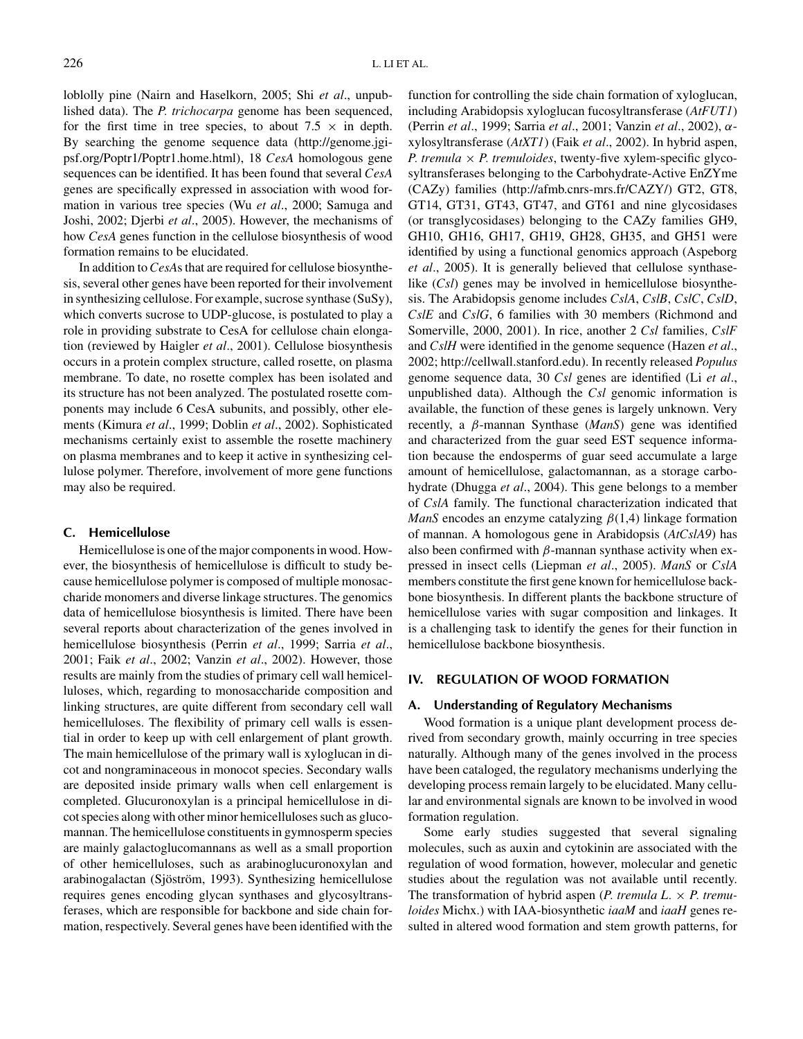loblolly pine (Nairn and Haselkorn, 2005; Shi *et al*., unpublished data). The *P. trichocarpa* genome has been sequenced, for the first time in tree species, to about 7.5 × in depth. By searching the genome sequence data (http://genome.jgi-psf.org/Poptr1/Poptr1.home.html), 18 *CesA* homologous gene sequences can be identified. It has been found that several *CesA* genes are specifically expressed in association with wood formation in various tree species (Wu *et al*., 2000; Samuga and Joshi, 2002; Djerbi *et al*., 2005). However, the mechanisms of how *CesA* genes function in the cellulose biosynthesis of wood formation remains to be elucidated.

In addition to *CesA*s that are required for cellulose biosynthesis, several other genes have been reported for their involvement in synthesizing cellulose. For example, sucrose synthase (SuSy), which converts sucrose to UDP-glucose, is postulated to play a role in providing substrate to CesA for cellulose chain elongation (reviewed by Haigler *et al*., 2001). Cellulose biosynthesis occurs in a protein complex structure, called rosette, on plasma membrane. To date, no rosette complex has been isolated and its structure has not been analyzed. The postulated rosette components may include 6 CesA subunits, and possibly, other elements (Kimura *et al*., 1999; Doblin *et al*., 2002). Sophisticated mechanisms certainly exist to assemble the rosette machinery on plasma membranes and to keep it active in synthesizing cellulose polymer. Therefore, involvement of more gene functions may also be required.

### C. Hemicellulose

Hemicellulose is one of the major components in wood. However, the biosynthesis of hemicellulose is difficult to study because hemicellulose polymer is composed of multiple monosaccharide monomers and diverse linkage structures. The genomics data of hemicellulose biosynthesis is limited. There have been several reports about characterization of the genes involved in hemicellulose biosynthesis (Perrin *et al*., 1999; Sarria *et al*., 2001; Faik *et al*., 2002; Vanzin *et al*., 2002). However, those results are mainly from the studies of primary cell wall hemicelluloses, which, regarding to monosaccharide composition and linking structures, are quite different from secondary cell wall hemicelluloses. The flexibility of primary cell walls is essential in order to keep up with cell enlargement of plant growth. The main hemicellulose of the primary wall is xyloglucan in dicot and nongraminaceous in monocot species. Secondary walls are deposited inside primary walls when cell enlargement is completed. Glucuronoxylan is a principal hemicellulose in dicot species along with other minor hemicelluloses such as glucomannan. The hemicellulose constituents in gymnosperm species are mainly galactoglucomannans as well as a small proportion of other hemicelluloses, such as arabinoglucuronoxylan and arabinogalactan (Sjöström, 1993). Synthesizing hemicellulose requires genes encoding glycan synthases and glycosyltransferases, which are responsible for backbone and side chain formation, respectively. Several genes have been identified with the function for controlling the side chain formation of xyloglucan, including Arabidopsis xyloglucan fucosyltransferase (*AtFUT1*) (Perrin *et al*., 1999; Sarria *et al*., 2001; Vanzin *et al*., 2002), $\alpha$-xylosyltransferase (*AtXT1*) (Faik *et al*., 2002). In hybrid aspen, *P. tremula* × *P. tremuloides*, twenty-five xylem-specific glycosyltransferases belonging to the Carbohydrate-Active EnZYme (CAZy) families (http://afmb.cnrs-mrs.fr/CAZY/) GT2, GT8, GT14, GT31, GT43, GT47, and GT61 and nine glycosidases (or transglycosidases) belonging to the CAZy families GH9, GH10, GH16, GH17, GH19, GH28, GH35, and GH51 were identified by using a functional genomics approach (Aspeborg *et al*., 2005). It is generally believed that cellulose synthase-like (*Csl*) genes may be involved in hemicellulose biosynthesis. The Arabidopsis genome includes *CslA*, *CslB*, *CslC*, *CslD*, *CslE* and *CslG*, 6 families with 30 members (Richmond and Somerville, 2000, 2001). In rice, another 2 *Csl* families, *CslF* and *CslH* were identified in the genome sequence (Hazen *et al*., 2002; http://cellwall.stanford.edu). In recently released *Populus* genome sequence data, 30 *Csl* genes are identified (Li *et al*., unpublished data). Although the *Csl* genomic information is available, the function of these genes is largely unknown. Very recently, a $\beta$-mannan Synthase (*ManS*) gene was identified and characterized from the guar seed EST sequence information because the endosperms of guar seed accumulate a large amount of hemicellulose, galactomannan, as a storage carbohydrate (Dhugga *et al*., 2004). This gene belongs to a member of *CslA* family. The functional characterization indicated that *ManS* encodes an enzyme catalyzing $\beta(1,4)$ linkage formation of mannan. A homologous gene in Arabidopsis (*AtCslA9*) has also been confirmed with $\beta$-mannan synthase activity when expressed in insect cells (Liepman *et al*., 2005). *ManS* or *CslA* members constitute the first gene known for hemicellulose backbone biosynthesis. In different plants the backbone structure of hemicellulose varies with sugar composition and linkages. It is a challenging task to identify the genes for their function in hemicellulose backbone biosynthesis.

## IV. REGULATION OF WOOD FORMATION

### A. Understanding of Regulatory Mechanisms

Wood formation is a unique plant development process derived from secondary growth, mainly occurring in tree species naturally. Although many of the genes involved in the process have been cataloged, the regulatory mechanisms underlying the developing process remain largely to be elucidated. Many cellular and environmental signals are known to be involved in wood formation regulation.

Some early studies suggested that several signaling molecules, such as auxin and cytokinin are associated with the regulation of wood formation, however, molecular and genetic studies about the regulation was not available until recently. The transformation of hybrid aspen (*P. tremula L.* × *P. tremuloides* Michx.) with IAA-biosynthetic *iaaM* and *iaaH* genes resulted in altered wood formation and stem growth patterns, for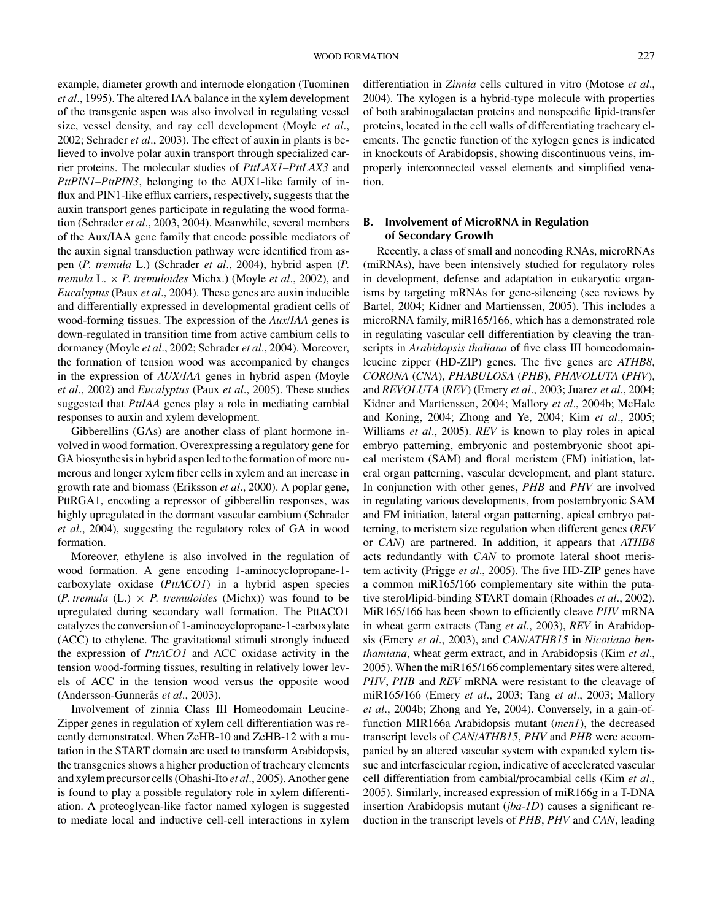example, diameter growth and internode elongation (Tuominen *et al*., 1995). The altered IAA balance in the xylem development of the transgenic aspen was also involved in regulating vessel size, vessel density, and ray cell development (Moyle *et al*., 2002; Schrader *et al*., 2003). The effect of auxin in plants is believed to involve polar auxin transport through specialized carrier proteins. The molecular studies of *PttLAX1–PttLAX3* and *PttPIN1–PttPIN3*, belonging to the AUX1-like family of influx and PIN1-like efflux carriers, respectively, suggests that the auxin transport genes participate in regulating the wood formation (Schrader *et al*., 2003, 2004). Meanwhile, several members of the Aux/IAA gene family that encode possible mediators of the auxin signal transduction pathway were identified from aspen (*P. tremula* L.) (Schrader *et al*., 2004), hybrid aspen (*P. tremula* L. × *P. tremuloides* Michx.) (Moyle *et al*., 2002), and *Eucalyptus* (Paux *et al*., 2004). These genes are auxin inducible and differentially expressed in developmental gradient cells of wood-forming tissues. The expression of the *Aux/IAA* genes is down-regulated in transition time from active cambium cells to dormancy (Moyle *et al*., 2002; Schrader *et al*., 2004). Moreover, the formation of tension wood was accompanied by changes in the expression of *AUX/IAA* genes in hybrid aspen (Moyle *et al*., 2002) and *Eucalyptus* (Paux *et al*., 2005). These studies suggested that *PttIAA* genes play a role in mediating cambial responses to auxin and xylem development.

Gibberellins (GAs) are another class of plant hormone involved in wood formation. Overexpressing a regulatory gene for GA biosynthesis in hybrid aspen led to the formation of more numerous and longer xylem fiber cells in xylem and an increase in growth rate and biomass (Eriksson *et al*., 2000). A poplar gene, PttRGA1, encoding a repressor of gibberellin responses, was highly upregulated in the dormant vascular cambium (Schrader *et al*., 2004), suggesting the regulatory roles of GA in wood formation.

Moreover, ethylene is also involved in the regulation of wood formation. A gene encoding 1-aminocyclopropane-1-carboxylate oxidase (*PttACO1*) in a hybrid aspen species (*P. tremula* (L.) × *P. tremuloides* (Michx)) was found to be upregulated during secondary wall formation. The PttACO1 catalyzes the conversion of 1-aminocyclopropane-1-carboxylate (ACC) to ethylene. The gravitational stimuli strongly induced the expression of *PttACO1* and ACC oxidase activity in the tension wood-forming tissues, resulting in relatively lower levels of ACC in the tension wood versus the opposite wood (Andersson-Gunnerås *et al*., 2003).

Involvement of zinnia Class III Homeodomain Leucine-Zipper genes in regulation of xylem cell differentiation was recently demonstrated. When ZeHB-10 and ZeHB-12 with a mutation in the START domain are used to transform Arabidopsis, the transgenics shows a higher production of tracheary elements and xylem precursor cells (Ohashi-Ito *et al*., 2005). Another gene is found to play a possible regulatory role in xylem differentiation. A proteoglycan-like factor named xylogen is suggested to mediate local and inductive cell-cell interactions in xylem differentiation in *Zinnia* cells cultured in vitro (Motose *et al*., 2004). The xylogen is a hybrid-type molecule with properties of both arabinogalactan proteins and nonspecific lipid-transfer proteins, located in the cell walls of differentiating tracheary elements. The genetic function of the xylogen genes is indicated in knockouts of Arabidopsis, showing discontinuous veins, improperly interconnected vessel elements and simplified venation.

### B. Involvement of MicroRNA in Regulation of Secondary Growth

Recently, a class of small and noncoding RNAs, microRNAs (miRNAs), have been intensively studied for regulatory roles in development, defense and adaptation in eukaryotic organisms by targeting mRNAs for gene-silencing (see reviews by Bartel, 2004; Kidner and Martienssen, 2005). This includes a microRNA family, miR165/166, which has a demonstrated role in regulating vascular cell differentiation by cleaving the transcripts in *Arabidopsis thaliana* of five class III homeodomain-leucine zipper (HD-ZIP) genes. The five genes are *ATHB8*, *CORONA* (*CNA*), *PHABULOSA* (*PHB*), *PHAVOLUTA* (*PHV*), and *REVOLUTA* (*REV*) (Emery *et al*., 2003; Juarez *et al*., 2004; Kidner and Martienssen, 2004; Mallory *et al*., 2004b; McHale and Koning, 2004; Zhong and Ye, 2004; Kim *et al*., 2005; Williams *et al*., 2005). *REV* is known to play roles in apical embryo patterning, embryonic and postembryonic shoot apical meristem (SAM) and floral meristem (FM) initiation, lateral organ patterning, vascular development, and plant stature. In conjunction with other genes, *PHB* and *PHV* are involved in regulating various developments, from postembryonic SAM and FM initiation, lateral organ patterning, apical embryo patterning, to meristem size regulation when different genes (*REV* or *CAN*) are partnered. In addition, it appears that *ATHB8* acts redundantly with *CAN* to promote lateral shoot meristem activity (Prigge *et al*., 2005). The five HD-ZIP genes have a common miR165/166 complementary site within the putative sterol/lipid-binding START domain (Rhoades *et al*., 2002). MiR165/166 has been shown to efficiently cleave *PHV* mRNA in wheat germ extracts (Tang *et al*., 2003), *REV* in Arabidopsis (Emery *et al*., 2003), and *CAN*/*ATHB15* in *Nicotiana benthamiana*, wheat germ extract, and in Arabidopsis (Kim *et al*., 2005). When the miR165/166 complementary sites were altered, *PHV*, *PHB* and *REV* mRNA were resistant to the cleavage of miR165/166 (Emery *et al*., 2003; Tang *et al*., 2003; Mallory *et al*., 2004b; Zhong and Ye, 2004). Conversely, in a gain-of-function MIR166a Arabidopsis mutant (*men1*), the decreased transcript levels of *CAN*/*ATHB15*, *PHV* and *PHB* were accompanied by an altered vascular system with expanded xylem tissue and interfascicular region, indicative of accelerated vascular cell differentiation from cambial/procambial cells (Kim *et al*., 2005). Similarly, increased expression of miR166g in a T-DNA insertion Arabidopsis mutant (*jba-1D*) causes a significant reduction in the transcript levels of *PHB*, *PHV* and *CAN*, leading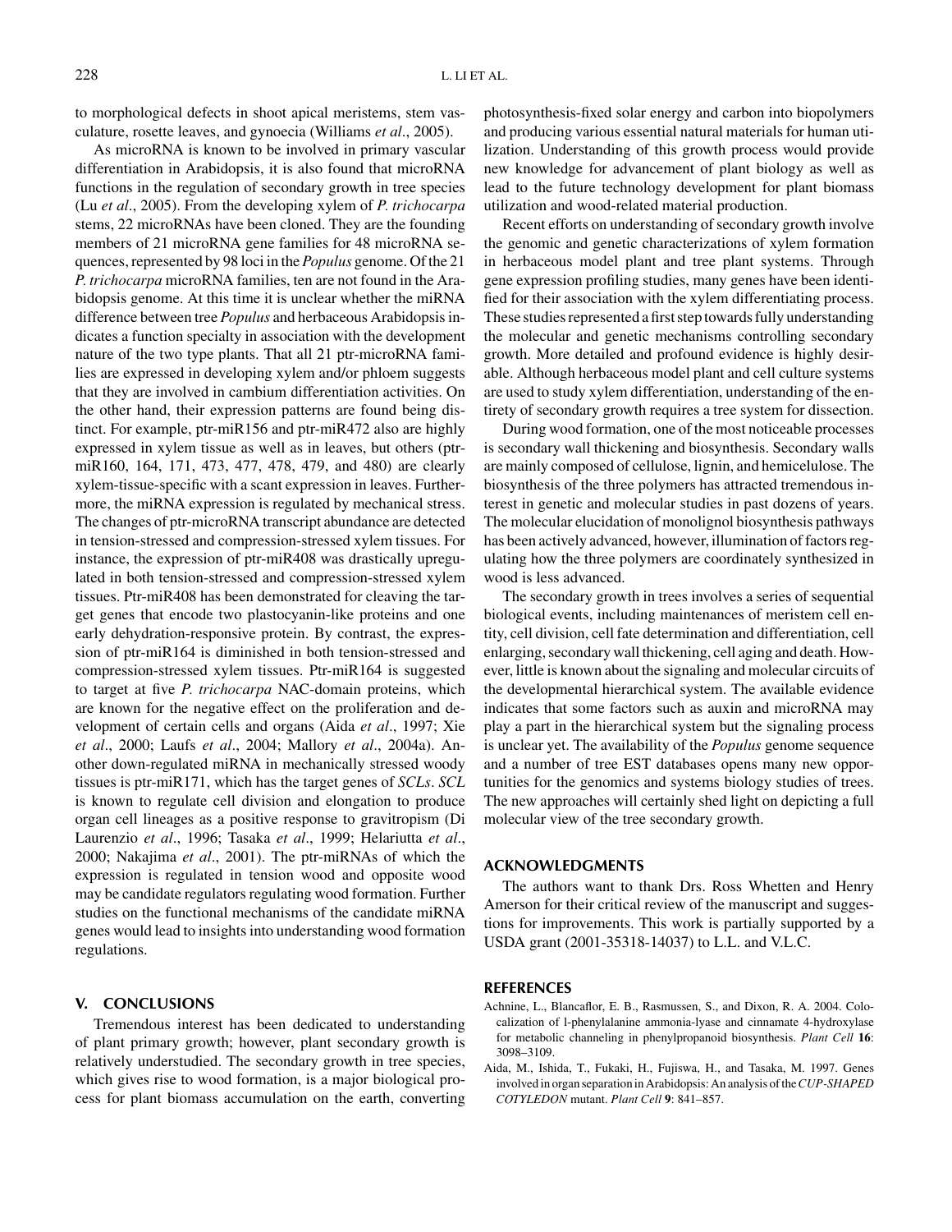to morphological defects in shoot apical meristems, stem vasculature, rosette leaves, and gynoecia (Williams *et al*., 2005).

As microRNA is known to be involved in primary vascular differentiation in Arabidopsis, it is also found that microRNA functions in the regulation of secondary growth in tree species (Lu *et al*., 2005). From the developing xylem of *P. trichocarpa* stems, 22 microRNAs have been cloned. They are the founding members of 21 microRNA gene families for 48 microRNA sequences, represented by 98 loci in the *Populus* genome. Of the 21 *P. trichocarpa* microRNA families, ten are not found in the Arabidopsis genome. At this time it is unclear whether the miRNA difference between tree *Populus* and herbaceous Arabidopsis indicates a function specialty in association with the development nature of the two type plants. That all 21 ptr-microRNA families are expressed in developing xylem and/or phloem suggests that they are involved in cambium differentiation activities. On the other hand, their expression patterns are found being distinct. For example, ptr-miR156 and ptr-miR472 also are highly expressed in xylem tissue as well as in leaves, but others (ptr-miR160, 164, 171, 473, 477, 478, 479, and 480) are clearly xylem-tissue-specific with a scant expression in leaves. Furthermore, the miRNA expression is regulated by mechanical stress. The changes of ptr-microRNA transcript abundance are detected in tension-stressed and compression-stressed xylem tissues. For instance, the expression of ptr-miR408 was drastically upregulated in both tension-stressed and compression-stressed xylem tissues. Ptr-miR408 has been demonstrated for cleaving the target genes that encode two plastocyanin-like proteins and one early dehydration-responsive protein. By contrast, the expression of ptr-miR164 is diminished in both tension-stressed and compression-stressed xylem tissues. Ptr-miR164 is suggested to target at five *P. trichocarpa* NAC-domain proteins, which are known for the negative effect on the proliferation and development of certain cells and organs (Aida *et al*., 1997; Xie *et al*., 2000; Laufs *et al*., 2004; Mallory *et al*., 2004a). Another down-regulated miRNA in mechanically stressed woody tissues is ptr-miR171, which has the target genes of *SCLs*. *SCL* is known to regulate cell division and elongation to produce organ cell lineages as a positive response to gravitropism (Di Laurenzio *et al*., 1996; Tasaka *et al*., 1999; Helariutta *et al*., 2000; Nakajima *et al*., 2001). The ptr-miRNAs of which the expression is regulated in tension wood and opposite wood may be candidate regulators regulating wood formation. Further studies on the functional mechanisms of the candidate miRNA genes would lead to insights into understanding wood formation regulations.

## V. CONCLUSIONS

Tremendous interest has been dedicated to understanding of plant primary growth; however, plant secondary growth is relatively understudied. The secondary growth in tree species, which gives rise to wood formation, is a major biological process for plant biomass accumulation on the earth, converting photosynthesis-fixed solar energy and carbon into biopolymers and producing various essential natural materials for human utilization. Understanding of this growth process would provide new knowledge for advancement of plant biology as well as lead to the future technology development for plant biomass utilization and wood-related material production.

Recent efforts on understanding of secondary growth involve the genomic and genetic characterizations of xylem formation in herbaceous model plant and tree plant systems. Through gene expression profiling studies, many genes have been identified for their association with the xylem differentiating process. These studies represented a first step towards fully understanding the molecular and genetic mechanisms controlling secondary growth. More detailed and profound evidence is highly desirable. Although herbaceous model plant and cell culture systems are used to study xylem differentiation, understanding of the entirety of secondary growth requires a tree system for dissection.

During wood formation, one of the most noticeable processes is secondary wall thickening and biosynthesis. Secondary walls are mainly composed of cellulose, lignin, and hemicelulose. The biosynthesis of the three polymers has attracted tremendous interest in genetic and molecular studies in past dozens of years. The molecular elucidation of monolignol biosynthesis pathways has been actively advanced, however, illumination of factors regulating how the three polymers are coordinately synthesized in wood is less advanced.

The secondary growth in trees involves a series of sequential biological events, including maintenances of meristem cell entity, cell division, cell fate determination and differentiation, cell enlarging, secondary wall thickening, cell aging and death. However, little is known about the signaling and molecular circuits of the developmental hierarchical system. The available evidence indicates that some factors such as auxin and microRNA may play a part in the hierarchical system but the signaling process is unclear yet. The availability of the *Populus* genome sequence and a number of tree EST databases opens many new opportunities for the genomics and systems biology studies of trees. The new approaches will certainly shed light on depicting a full molecular view of the tree secondary growth.

## ACKNOWLEDGMENTS

The authors want to thank Drs. Ross Whetten and Henry Amerson for their critical review of the manuscript and suggestions for improvements. This work is partially supported by a USDA grant (2001-35318-14037) to L.L. and V.L.C.

## REFERENCES

Achnine, L., Blancaflor, E. B., Rasmussen, S., and Dixon, R. A. 2004. Colocalization of l-phenylalanine ammonia-lyase and cinnamate 4-hydroxylase for metabolic channeling in phenylpropanoid biosynthesis. *Plant Cell* **16**: 3098–3109.

Aida, M., Ishida, T., Fukaki, H., Fujiswa, H., and Tasaka, M. 1997. Genes involved in organ separation in Arabidopsis: An analysis of the *CUP-SHAPED COTYLEDON* mutant. *Plant Cell* **9**: 841–857.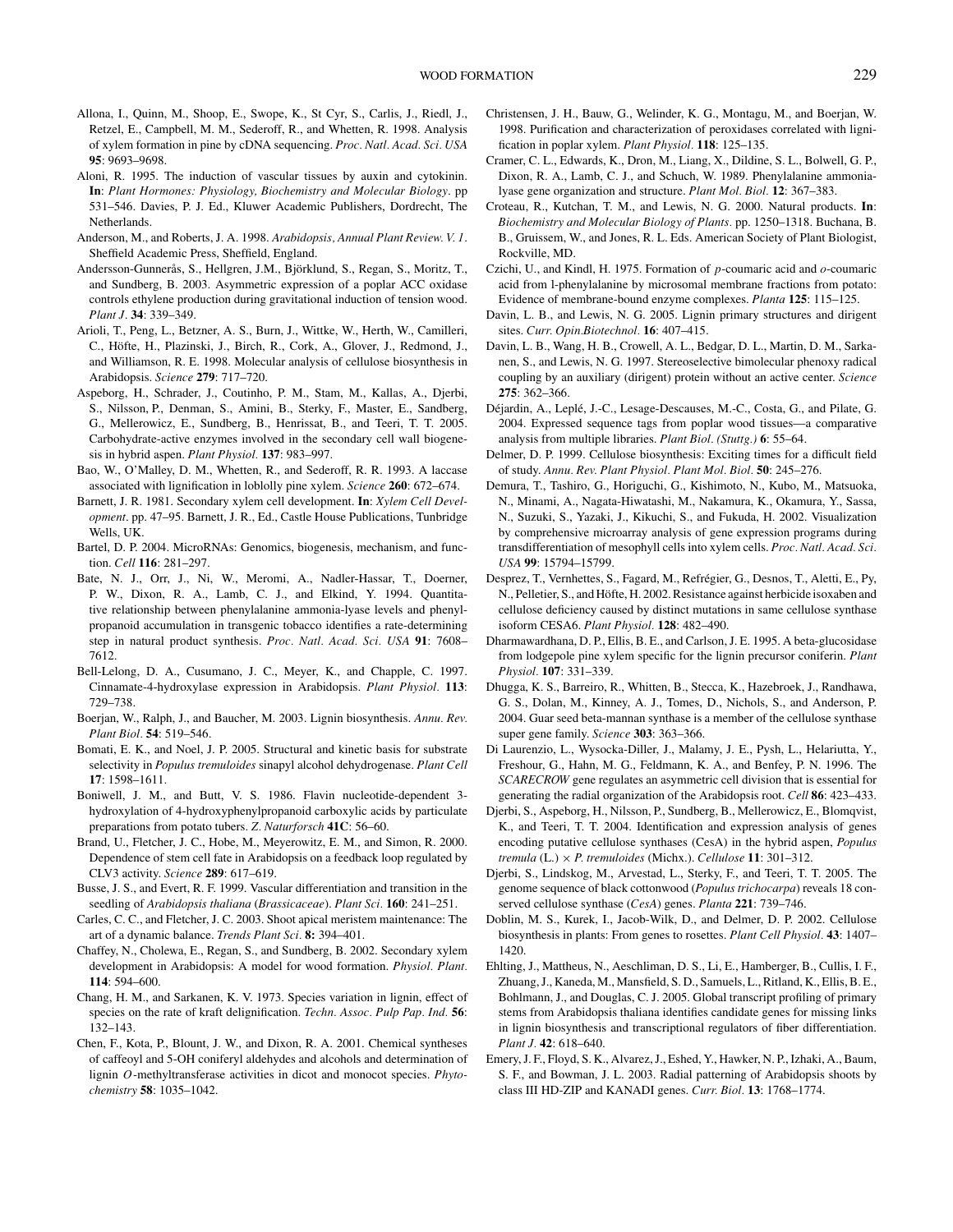Allona, I., Quinn, M., Shoop, E., Swope, K., St Cyr, S., Carlis, J., Riedl, J., Retzel, E., Campbell, M. M., Sederoff, R., and Whetten, R. 1998. Analysis of xylem formation in pine by cDNA sequencing. *Proc. Natl. Acad. Sci. USA* **95**: 9693–9698.

Aloni, R. 1995. The induction of vascular tissues by auxin and cytokinin. **In**: *Plant Hormones: Physiology, Biochemistry and Molecular Biology*. pp 531–546. Davies, P. J. Ed., Kluwer Academic Publishers, Dordrecht, The Netherlands.

Anderson, M., and Roberts, J. A. 1998. *Arabidopsis, Annual Plant Review. V. 1*. Sheffield Academic Press, Sheffield, England.

Andersson-Gunnerås, S., Hellgren, J.M., Björklund, S., Regan, S., Moritz, T., and Sundberg, B. 2003. Asymmetric expression of a poplar ACC oxidase controls ethylene production during gravitational induction of tension wood. *Plant J*. **34**: 339–349.

Arioli, T., Peng, L., Betzner, A. S., Burn, J., Wittke, W., Herth, W., Camilleri, C., Höfte, H., Plazinski, J., Birch, R., Cork, A., Glover, J., Redmond, J., and Williamson, R. E. 1998. Molecular analysis of cellulose biosynthesis in Arabidopsis. *Science* **279**: 717–720.

Aspeborg, H., Schrader, J., Coutinho, P. M., Stam, M., Kallas, A., Djerbi, S., Nilsson, P., Denman, S., Amini, B., Sterky, F., Master, E., Sandberg, G., Mellerowicz, E., Sundberg, B., Henrissat, B., and Teeri, T. T. 2005. Carbohydrate-active enzymes involved in the secondary cell wall biogenesis in hybrid aspen. *Plant Physiol.* **137**: 983–997.

Bao, W., O'Malley, D. M., Whetten, R., and Sederoff, R. R. 1993. A laccase associated with lignification in loblolly pine xylem. *Science* **260**: 672–674.

Barnett, J. R. 1981. Secondary xylem cell development. **In**: *Xylem Cell Development*. pp. 47–95. Barnett, J. R., Ed., Castle House Publications, Tunbridge Wells, UK.

Bartel, D. P. 2004. MicroRNAs: Genomics, biogenesis, mechanism, and function. *Cell* **116**: 281–297.

Bate, N. J., Orr, J., Ni, W., Meromi, A., Nadler-Hassar, T., Doerner, P. W., Dixon, R. A., Lamb, C. J., and Elkind, Y. 1994. Quantitative relationship between phenylalanine ammonia-lyase levels and phenylpropanoid accumulation in transgenic tobacco identifies a rate-determining step in natural product synthesis. *Proc. Natl. Acad. Sci. USA* **91**: 7608–7612.

Bell-Lelong, D. A., Cusumano, J. C., Meyer, K., and Chapple, C. 1997. Cinnamate-4-hydroxylase expression in Arabidopsis. *Plant Physiol.* **113**: 729–738.

Boerjan, W., Ralph, J., and Baucher, M. 2003. Lignin biosynthesis. *Annu. Rev. Plant Biol.* **54**: 519–546.

Bomati, E. K., and Noel, J. P. 2005. Structural and kinetic basis for substrate selectivity in *Populus tremuloides* sinapyl alcohol dehydrogenase. *Plant Cell* **17**: 1598–1611.

Boniwell, J. M., and Butt, V. S. 1986. Flavin nucleotide-dependent 3-hydroxylation of 4-hydroxyphenylpropanoid carboxylic acids by particulate preparations from potato tubers. *Z. Naturforsch* **41C**: 56–60.

Brand, U., Fletcher, J. C., Hobe, M., Meyerowitz, E. M., and Simon, R. 2000. Dependence of stem cell fate in Arabidopsis on a feedback loop regulated by CLV3 activity. *Science* **289**: 617–619.

Busse, J. S., and Evert, R. F. 1999. Vascular differentiation and transition in the seedling of *Arabidopsis thaliana* (*Brassicaceae*). *Plant Sci.* **160**: 241–251.

Carles, C. C., and Fletcher, J. C. 2003. Shoot apical meristem maintenance: The art of a dynamic balance. *Trends Plant Sci.* **8:** 394–401.

Chaffey, N., Cholewa, E., Regan, S., and Sundberg, B. 2002. Secondary xylem development in Arabidopsis: A model for wood formation. *Physiol. Plant.* **114**: 594–600.

Chang, H. M., and Sarkanen, K. V. 1973. Species variation in lignin, effect of species on the rate of kraft delignification. *Techn. Assoc. Pulp Pap. Ind.* **56**: 132–143.

Chen, F., Kota, P., Blount, J. W., and Dixon, R. A. 2001. Chemical syntheses of caffeoyl and 5-OH coniferyl aldehydes and alcohols and determination of lignin *O*-methyltransferase activities in dicot and monocot species. *Phytochemistry* **58**: 1035–1042.

Christensen, J. H., Bauw, G., Welinder, K. G., Montagu, M., and Boerjan, W. 1998. Purification and characterization of peroxidases correlated with lignification in poplar xylem. *Plant Physiol.* **118**: 125–135.

Cramer, C. L., Edwards, K., Dron, M., Liang, X., Dildine, S. L., Bolwell, G. P., Dixon, R. A., Lamb, C. J., and Schuch, W. 1989. Phenylalanine ammonia-lyase gene organization and structure. *Plant Mol. Biol.* **12**: 367–383.

Croteau, R., Kutchan, T. M., and Lewis, N. G. 2000. Natural products. **In**: *Biochemistry and Molecular Biology of Plants*. pp. 1250–1318. Buchana, B. B., Gruissem, W., and Jones, R. L. Eds. American Society of Plant Biologist, Rockville, MD.

Czichi, U., and Kindl, H. 1975. Formation of *p*-coumaric acid and *o*-coumaric acid from l-phenylalanine by microsomal membrane fractions from potato: Evidence of membrane-bound enzyme complexes. *Planta* **125**: 115–125.

Davin, L. B., and Lewis, N. G. 2005. Lignin primary structures and dirigent sites. *Curr. Opin.Biotechnol.* **16**: 407–415.

Davin, L. B., Wang, H. B., Crowell, A. L., Bedgar, D. L., Martin, D. M., Sarkanen, S., and Lewis, N. G. 1997. Stereoselective bimolecular phenoxy radical coupling by an auxiliary (dirigent) protein without an active center. *Science* **275**: 362–366.

Déjardin, A., Leplé, J.-C., Lesage-Descauses, M.-C., Costa, G., and Pilate, G. 2004. Expressed sequence tags from poplar wood tissues—a comparative analysis from multiple libraries. *Plant Biol. (Stuttg.)* **6**: 55–64.

Delmer, D. P. 1999. Cellulose biosynthesis: Exciting times for a difficult field of study. *Annu. Rev. Plant Physiol. Plant Mol. Biol.* **50**: 245–276.

Demura, T., Tashiro, G., Horiguchi, G., Kishimoto, N., Kubo, M., Matsuoka, N., Minami, A., Nagata-Hiwatashi, M., Nakamura, K., Okamura, Y., Sassa, N., Suzuki, S., Yazaki, J., Kikuchi, S., and Fukuda, H. 2002. Visualization by comprehensive microarray analysis of gene expression programs during transdifferentiation of mesophyll cells into xylem cells. *Proc. Natl. Acad. Sci. USA* **99**: 15794–15799.

Desprez, T., Vernhettes, S., Fagard, M., Refrégier, G., Desnos, T., Aletti, E., Py, N., Pelletier, S., and Höfte, H. 2002. Resistance against herbicide isoxaben and cellulose deficiency caused by distinct mutations in same cellulose synthase isoform CESA6. *Plant Physiol.* **128**: 482–490.

Dharmawardhana, D. P., Ellis, B. E., and Carlson, J. E. 1995. A beta-glucosidase from lodgepole pine xylem specific for the lignin precursor coniferin. *Plant Physiol.* **107**: 331–339.

Dhugga, K. S., Barreiro, R., Whitten, B., Stecca, K., Hazebroek, J., Randhawa, G. S., Dolan, M., Kinney, A. J., Tomes, D., Nichols, S., and Anderson, P. 2004. Guar seed beta-mannan synthase is a member of the cellulose synthase super gene family. *Science* **303**: 363–366.

Di Laurenzio, L., Wysocka-Diller, J., Malamy, J. E., Pysh, L., Helariutta, Y., Freshour, G., Hahn, M. G., Feldmann, K. A., and Benfey, P. N. 1996. The *SCARECROW* gene regulates an asymmetric cell division that is essential for generating the radial organization of the Arabidopsis root. *Cell* **86**: 423–433.

Djerbi, S., Aspeborg, H., Nilsson, P., Sundberg, B., Mellerowicz, E., Blomqvist, K., and Teeri, T. T. 2004. Identification and expression analysis of genes encoding putative cellulose synthases (CesA) in the hybrid aspen, *Populus tremula* (L.) × *P. tremuloides* (Michx.). *Cellulose* **11**: 301–312.

Djerbi, S., Lindskog, M., Arvestad, L., Sterky, F., and Teeri, T. T. 2005. The genome sequence of black cottonwood (*Populus trichocarpa*) reveals 18 conserved cellulose synthase (*CesA*) genes. *Planta* **221**: 739–746.

Doblin, M. S., Kurek, I., Jacob-Wilk, D., and Delmer, D. P. 2002. Cellulose biosynthesis in plants: From genes to rosettes. *Plant Cell Physiol.* **43**: 1407–1420.

Ehlting, J., Mattheus, N., Aeschliman, D. S., Li, E., Hamberger, B., Cullis, I. F., Zhuang, J., Kaneda, M., Mansfield, S. D., Samuels, L., Ritland, K., Ellis, B. E., Bohlmann, J., and Douglas, C. J. 2005. Global transcript profiling of primary stems from Arabidopsis thaliana identifies candidate genes for missing links in lignin biosynthesis and transcriptional regulators of fiber differentiation. *Plant J.* **42**: 618–640.

Emery, J. F., Floyd, S. K., Alvarez, J., Eshed, Y., Hawker, N. P., Izhaki, A., Baum, S. F., and Bowman, J. L. 2003. Radial patterning of Arabidopsis shoots by class III HD-ZIP and KANADI genes. *Curr. Biol.* **13**: 1768–1774.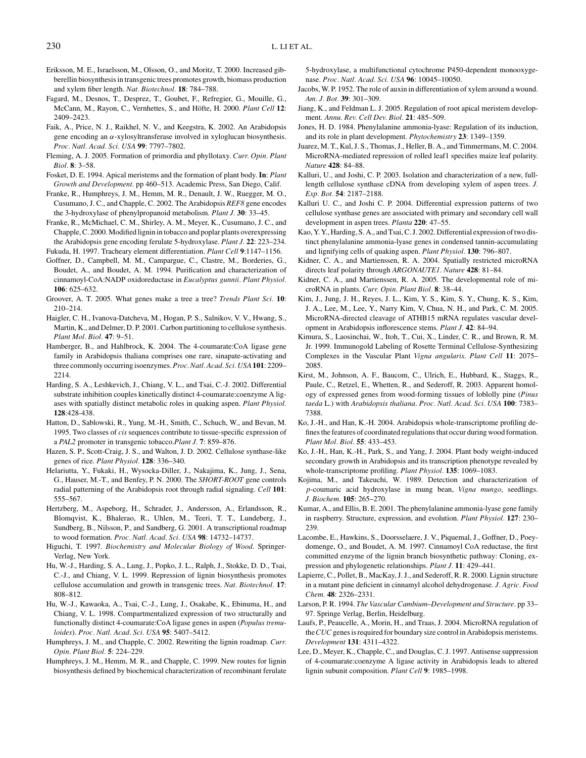Eriksson, M. E., Israelsson, M., Olsson, O., and Moritz, T. 2000. Increased gibberellin biosynthesis in transgenic trees promotes growth, biomass production and xylem fiber length. *Nat. Biotechnol.* **18**: 784–788.

Fagard, M., Desnos, T., Desprez, T., Goubet, F., Refregier, G., Mouille, G., McCann, M., Rayon, C., Vernhettes, S., and Höfte, H. 2000. *Plant Cell* **12**: 2409–2423.

Faik, A., Price, N. J., Raikhel, N. V., and Keegstra, K. 2002. An Arabidopsis gene encoding an $\alpha$-xylosyltransferase involved in xyloglucan biosynthesis. *Proc. Natl. Acad. Sci. USA* **99**: 7797–7802.

Fleming, A. J. 2005. Formation of primordia and phyllotaxy. *Curr. Opin. Plant Biol.* **8**: 3–58.

Fosket, D. E. 1994. Apical meristems and the formation of plant body. **In**: *Plant Growth and Development*. pp 460–513. Academic Press, San Diego, Calif.

Franke, R., Humphreys, J. M., Hemm, M. R., Denault, J. W., Ruegger, M. O., Cusumano, J. C., and Chapple, C. 2002. The Arabidopsis *REF8* gene encodes the 3-hydroxylase of phenylpropanoid metabolism. *Plant J.* **30**: 33–45.

Franke, R., McMichael, C. M., Shirley, A. M., Meyer, K., Cusumano, J. C., and Chapple, C. 2000. Modified lignin in tobacco and poplar plants overexpressing the Arabidopsis gene encoding ferulate 5-hydroxylase. *Plant J.* **22**: 223–234.

Fukuda, H. 1997. Tracheary element differentiation. *Plant Cell* **9**:1147–1156.

Goffner, D., Campbell, M. M., Campargue, C., Clastre, M., Borderies, G., Boudet, A., and Boudet, A. M. 1994. Purification and characterization of cinnamoyl-CoA:NADP oxidoreductase in *Eucalyptus gunnii*. *Plant Physiol.* **106**: 625–632.

Groover, A. T. 2005. What genes make a tree a tree? *Trends Plant Sci.* **10**: 210–214.

Haigler, C. H., Ivanova-Datcheva, M., Hogan, P. S., Salnikov, V. V., Hwang, S., Martin, K., and Delmer, D. P. 2001. Carbon partitioning to cellulose synthesis. *Plant Mol. Biol.* **47**: 9–51.

Hamberger, B., and Hahlbrock, K. 2004. The 4-coumarate:CoA ligase gene family in Arabidopsis thaliana comprises one rare, sinapate-activating and three commonly occurring isoenzymes. *Proc. Natl. Acad. Sci. USA* **101**: 2209–2214.

Harding, S. A., Leshkevich, J., Chiang, V. L., and Tsai, C.-J. 2002. Differential substrate inhibition couples kinetically distinct 4-coumarate:coenzyme A ligases with spatially distinct metabolic roles in quaking aspen. *Plant Physiol.* **128**:428-438.

Hatton, D., Sablowski, R., Yung, M.-H., Smith, C., Schuch, W., and Bevan, M. 1995. Two classes of *cis* sequences contribute to tissue-specific expression of a *PAL2* promoter in transgenic tobacco.*Plant J.* **7**: 859–876.

Hazen, S. P., Scott-Craig, J. S., and Walton, J. D. 2002. Cellulose synthase-like genes of rice. *Plant Physiol.* **128**: 336–340.

Helariutta, Y., Fukaki, H., Wysocka-Diller, J., Nakajima, K., Jung, J., Sena, G., Hauser, M.-T., and Benfey, P. N. 2000. The *SHORT-ROOT* gene controls radial patterning of the Arabidopsis root through radial signaling. *Cell* **101**: 555–567.

Hertzberg, M., Aspeborg, H., Schrader, J., Andersson, A., Erlandsson, R., Blomqvist, K., Bhalerao, R., Uhlen, M., Teeri, T. T., Lundeberg, J., Sundberg, B., Nilsson, P., and Sandberg, G. 2001. A transcriptional roadmap to wood formation. *Proc. Natl. Acad. Sci. USA* **98**: 14732–14737.

Higuchi, T. 1997. *Biochemistry and Molecular Biology of Wood*. Springer-Verlag, New York.

Hu, W.-J., Harding, S. A., Lung, J., Popko, J. L., Ralph, J., Stokke, D. D., Tsai, C.-J., and Chiang, V. L. 1999. Repression of lignin biosynthesis promotes cellulose accumulation and growth in transgenic trees. *Nat. Biotechnol.* **17**: 808–812.

Hu, W.-J., Kawaoka, A., Tsai, C.-J., Lung, J., Osakabe, K., Ebinuma, H., and Chiang, V. L. 1998. Compartmentalized expression of two structurally and functionally distinct 4-coumarate:CoA ligase genes in aspen (*Populus tremuloides*). *Proc. Natl. Acad. Sci. USA* **95**: 5407–5412.

Humphreys, J. M., and Chapple, C. 2002. Rewriting the lignin roadmap. *Curr. Opin. Plant Biol.* **5**: 224–229.

Humphreys, J. M., Hemm, M. R., and Chapple, C. 1999. New routes for lignin biosynthesis defined by biochemical characterization of recombinant ferulate 5-hydroxylase, a multifunctional cytochrome P450-dependent monooxygenase. *Proc. Natl. Acad. Sci. USA* **96**: 10045–10050.

Jacobs, W. P. 1952. The role of auxin in differentiation of xylem around a wound. *Am. J. Bot.* **39**: 301–309.

Jiang, K., and Feldman L. J. 2005. Regulation of root apical meristem development. *Annu. Rev. Cell Dev. Biol.* **21**: 485–509.

Jones, H. D. 1984. Phenylalanine ammonia-lyase: Regulation of its induction, and its role in plant development. *Phytochemistry* **23**: 1349–1359.

Juarez, M. T., Kul, J. S., Thomas, J., Heller, B. A., and Timmermans, M. C. 2004. MicroRNA-mediated repression of rolled leaf1 specifies maize leaf polarity. *Nature* **428**: 84–88.

Kalluri, U., and Joshi, C. P. 2003. Isolation and characterization of a new, full-length cellulose synthase cDNA from developing xylem of aspen trees. *J. Exp. Bot.* **54**: 2187–2188.

Kalluri U. C., and Joshi C. P. 2004. Differential expression patterns of two cellulose synthase genes are associated with primary and secondary cell wall development in aspen trees. *Planta* **220**: 47–55.

Kao, Y. Y., Harding, S. A., and Tsai, C. J. 2002. Differential expression of two distinct phenylalanine ammonia-lyase genes in condensed tannin-accumulating and lignifying cells of quaking aspen. *Plant Physiol.* **130**: 796–807.

Kidner, C. A., and Martienssen, R. A. 2004. Spatially restricted microRNA directs leaf polarity through *ARGONAUTE1*. *Nature* **428**: 81–84.

Kidner, C. A., and Martienssen, R. A. 2005. The developmental role of microRNA in plants. *Curr. Opin. Plant Biol.* **8**: 38–44.

Kim, J., Jung, J. H., Reyes, J. L., Kim, Y. S., Kim, S. Y., Chung, K. S., Kim, J. A., Lee, M., Lee, Y., Narry Kim, V, Chua, N. H., and Park, C. M. 2005. MicroRNA-directed cleavage of ATHB15 mRNA regulates vascular development in Arabidopsis inflorescence stems. *Plant J.* **42**: 84–94.

Kimura, S., Laosinchai, W., Itoh, T., Cui, X., Linder, C. R., and Brown, R. M. Jr. 1999. Immunogold Labeling of Rosette Terminal Cellulose-Synthesizing Complexes in the Vascular Plant *Vigna angularis*. *Plant Cell* **11**: 2075–2085.

Kirst, M., Johnson, A. F., Baucom, C., Ulrich, E., Hubbard, K., Staggs, R., Paule, C., Retzel, E., Whetten, R., and Sederoff, R. 2003. Apparent homology of expressed genes from wood-forming tissues of loblolly pine (*Pinus taeda* L.) with *Arabidopsis thaliana*. *Proc. Natl. Acad. Sci. USA* **100**: 7383–7388.

Ko, J.-H., and Han, K.-H. 2004. Arabidopsis whole-transcriptome profiling defines the features of coordinated regulations that occur during wood formation. *Plant Mol. Biol.* **55**: 433–453.

Ko, J.-H., Han, K.-H., Park, S., and Yang, J. 2004. Plant body weight-induced secondary growth in Arabidopsis and its transcription phenotype revealed by whole-transcriptome profiling. *Plant Physiol.* **135**: 1069–1083.

Kojima, M., and Takeuchi, W. 1989. Detection and characterization of *p*-coumaric acid hydroxylase in mung bean, *Vigna mungo*, seedlings. *J. Biochem.* **105**: 265–270.

Kumar, A., and Ellis, B. E. 2001. The phenylalanine ammonia-lyase gene family in raspberry. Structure, expression, and evolution. *Plant Physiol.* **127**: 230–239.

Lacombe, E., Hawkins, S., Doorsselaere, J. V., Piquemal, J., Goffner, D., Poeydomenge, O., and Boudet, A. M. 1997. Cinnamoyl CoA reductase, the first committed enzyme of the lignin branch biosynthetic pathway: Cloning, expression and phylogenetic relationships. *Plant J.* **11**: 429–441.

Lapierre, C., Pollet, B., MacKay, J. J., and Sederoff, R. R. 2000. Lignin structure in a mutant pine deficient in cinnamyl alcohol dehydrogenase. *J. Agric. Food Chem.* **48**: 2326–2331.

Larson, P. R. 1994. *The Vascular Cambium–Development and Structure*. pp 33–97. Springe Verlag, Berlin, Heidelburg.

Laufs, P., Peaucelle, A., Morin, H., and Traas, J. 2004. MicroRNA regulation of the *CUC* genes is required for boundary size control in Arabidopsis meristems. *Development* **131**: 4311–4322.

Lee, D., Meyer, K., Chapple, C., and Douglas, C. J. 1997. Antisense suppression of 4-coumarate:coenzyme A ligase activity in Arabidopsis leads to altered lignin subunit composition. *Plant Cell* **9**: 1985–1998.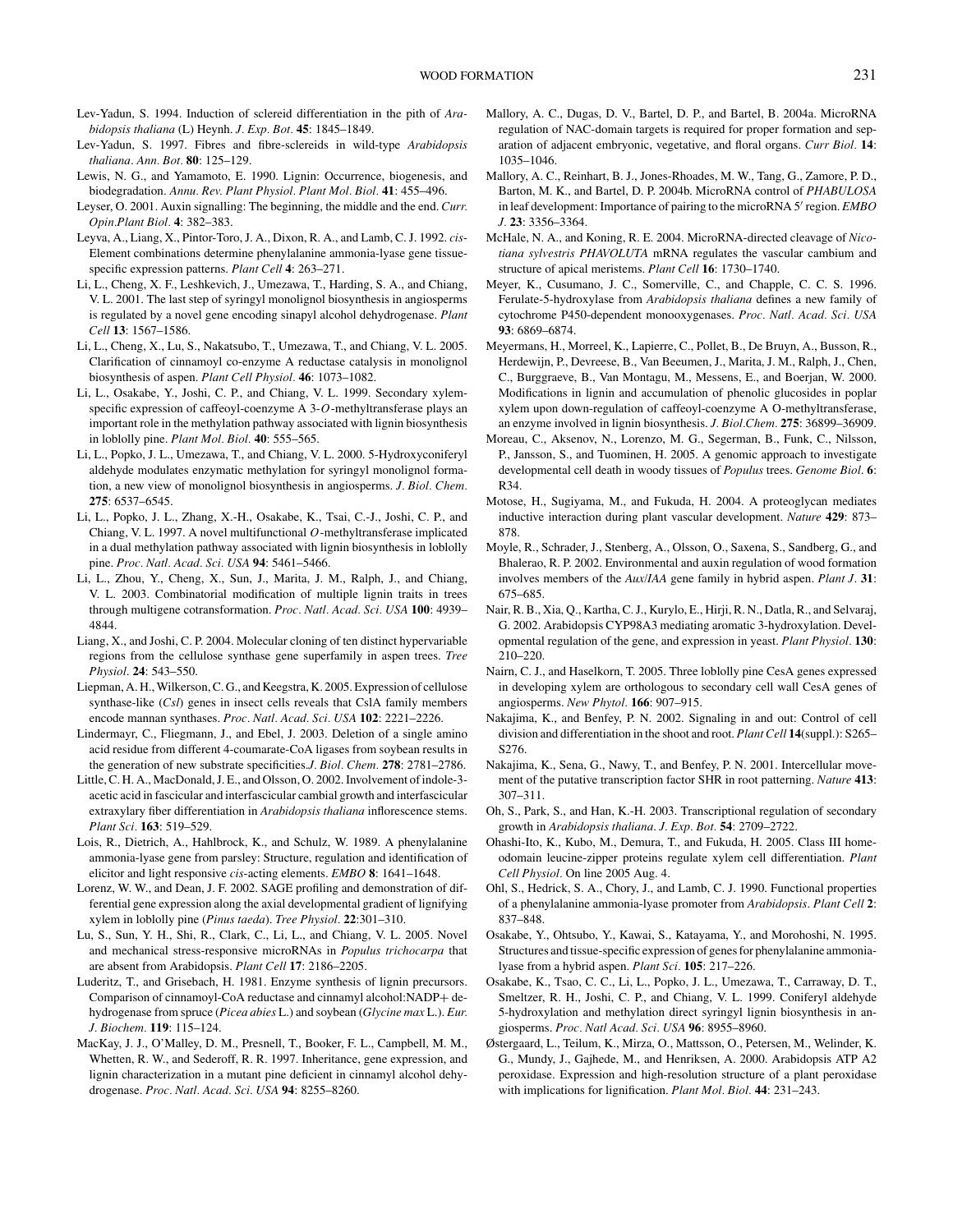Lev-Yadun, S. 1994. Induction of sclereid differentiation in the pith of *Arabidopsis thaliana* (L) Heynh. *J. Exp. Bot.* **45**: 1845–1849.

Lev-Yadun, S. 1997. Fibres and fibre-sclereids in wild-type *Arabidopsis thaliana*. *Ann. Bot.* **80**: 125–129.

Lewis, N. G., and Yamamoto, E. 1990. Lignin: Occurrence, biogenesis, and biodegradation. *Annu. Rev. Plant Physiol. Plant Mol. Biol.* **41**: 455–496.

Leyser, O. 2001. Auxin signalling: The beginning, the middle and the end. *Curr. Opin.Plant Biol.* **4**: 382–383.

Leyva, A., Liang, X., Pintor-Toro, J. A., Dixon, R. A., and Lamb, C. J. 1992. *cis*-Element combinations determine phenylalanine ammonia-lyase gene tissue-specific expression patterns. *Plant Cell* **4**: 263–271.

Li, L., Cheng, X. F., Leshkevich, J., Umezawa, T., Harding, S. A., and Chiang, V. L. 2001. The last step of syringyl monolignol biosynthesis in angiosperms is regulated by a novel gene encoding sinapyl alcohol dehydrogenase. *Plant Cell* **13**: 1567–1586.

Li, L., Cheng, X., Lu, S., Nakatsubo, T., Umezawa, T., and Chiang, V. L. 2005. Clarification of cinnamoyl co-enzyme A reductase catalysis in monolignol biosynthesis of aspen. *Plant Cell Physiol.* **46**: 1073–1082.

Li, L., Osakabe, Y., Joshi, C. P., and Chiang, V. L. 1999. Secondary xylem-specific expression of caffeoyl-coenzyme A 3-*O*-methyltransferase plays an important role in the methylation pathway associated with lignin biosynthesis in loblolly pine. *Plant Mol. Biol.* **40**: 555–565.

Li, L., Popko, J. L., Umezawa, T., and Chiang, V. L. 2000. 5-Hydroxyconiferyl aldehyde modulates enzymatic methylation for syringyl monolignol formation, a new view of monolignol biosynthesis in angiosperms. *J. Biol. Chem.* **275**: 6537–6545.

Li, L., Popko, J. L., Zhang, X.-H., Osakabe, K., Tsai, C.-J., Joshi, C. P., and Chiang, V. L. 1997. A novel multifunctional *O*-methyltransferase implicated in a dual methylation pathway associated with lignin biosynthesis in loblolly pine. *Proc. Natl. Acad. Sci. USA* **94**: 5461–5466.

Li, L., Zhou, Y., Cheng, X., Sun, J., Marita, J. M., Ralph, J., and Chiang, V. L. 2003. Combinatorial modification of multiple lignin traits in trees through multigene cotransformation. *Proc. Natl. Acad. Sci. USA* **100**: 4939–4844.

Liang, X., and Joshi, C. P. 2004. Molecular cloning of ten distinct hypervariable regions from the cellulose synthase gene superfamily in aspen trees. *Tree Physiol.* **24**: 543–550.

Liepman, A. H., Wilkerson, C. G., and Keegstra, K. 2005. Expression of cellulose synthase-like (*Csl*) genes in insect cells reveals that CslA family members encode mannan synthases. *Proc. Natl. Acad. Sci. USA* **102**: 2221–2226.

Lindermayr, C., Fliegmann, J., and Ebel, J. 2003. Deletion of a single amino acid residue from different 4-coumarate-CoA ligases from soybean results in the generation of new substrate specificities.*J. Biol. Chem.* **278**: 2781–2786.

Little, C. H. A., MacDonald, J. E., and Olsson, O. 2002. Involvement of indole-3-acetic acid in fascicular and interfascicular cambial growth and interfascicular extraxylary fiber differentiation in *Arabidopsis thaliana* inflorescence stems. *Plant Sci.* **163**: 519–529.

Lois, R., Dietrich, A., Hahlbrock, K., and Schulz, W. 1989. A phenylalanine ammonia-lyase gene from parsley: Structure, regulation and identification of elicitor and light responsive *cis*-acting elements. *EMBO* **8**: 1641–1648.

Lorenz, W. W., and Dean, J. F. 2002. SAGE profiling and demonstration of differential gene expression along the axial developmental gradient of lignifying xylem in loblolly pine (*Pinus taeda*). *Tree Physiol.* **22**:301–310.

Lu, S., Sun, Y. H., Shi, R., Clark, C., Li, L., and Chiang, V. L. 2005. Novel and mechanical stress-responsive microRNAs in *Populus trichocarpa* that are absent from Arabidopsis. *Plant Cell* **17**: 2186–2205.

Luderitz, T., and Grisebach, H. 1981. Enzyme synthesis of lignin precursors. Comparison of cinnamoyl-CoA reductase and cinnamyl alcohol:NADP+ dehydrogenase from spruce (*Picea abies* L.) and soybean (*Glycine max* L.). *Eur. J. Biochem.* **119**: 115–124.

MacKay, J. J., O'Malley, D. M., Presnell, T., Booker, F. L., Campbell, M. M., Whetten, R. W., and Sederoff, R. R. 1997. Inheritance, gene expression, and lignin characterization in a mutant pine deficient in cinnamyl alcohol dehydrogenase. *Proc. Natl. Acad. Sci. USA* **94**: 8255–8260.

Mallory, A. C., Dugas, D. V., Bartel, D. P., and Bartel, B. 2004a. MicroRNA regulation of NAC-domain targets is required for proper formation and separation of adjacent embryonic, vegetative, and floral organs. *Curr Biol.* **14**: 1035–1046.

Mallory, A. C., Reinhart, B. J., Jones-Rhoades, M. W., Tang, G., Zamore, P. D., Barton, M. K., and Bartel, D. P. 2004b. MicroRNA control of *PHABULOSA* in leaf development: Importance of pairing to the microRNA 5′ region. *EMBO J.* **23**: 3356–3364.

McHale, N. A., and Koning, R. E. 2004. MicroRNA-directed cleavage of *Nicotiana sylvestris PHAVOLUTA* mRNA regulates the vascular cambium and structure of apical meristems. *Plant Cell* **16**: 1730–1740.

Meyer, K., Cusumano, J. C., Somerville, C., and Chapple, C. C. S. 1996. Ferulate-5-hydroxylase from *Arabidopsis thaliana* defines a new family of cytochrome P450-dependent monooxygenases. *Proc. Natl. Acad. Sci. USA* **93**: 6869–6874.

Meyermans, H., Morreel, K., Lapierre, C., Pollet, B., De Bruyn, A., Busson, R., Herdewijn, P., Devreese, B., Van Beeumen, J., Marita, J. M., Ralph, J., Chen, C., Burggraeve, B., Van Montagu, M., Messens, E., and Boerjan, W. 2000. Modifications in lignin and accumulation of phenolic glucosides in poplar xylem upon down-regulation of caffeoyl-coenzyme A O-methyltransferase, an enzyme involved in lignin biosynthesis. *J. Biol.Chem.* **275**: 36899–36909.

Moreau, C., Aksenov, N., Lorenzo, M. G., Segerman, B., Funk, C., Nilsson, P., Jansson, S., and Tuominen, H. 2005. A genomic approach to investigate developmental cell death in woody tissues of *Populus* trees. *Genome Biol.* **6**: R34.

Motose, H., Sugiyama, M., and Fukuda, H. 2004. A proteoglycan mediates inductive interaction during plant vascular development. *Nature* **429**: 873–878.

Moyle, R., Schrader, J., Stenberg, A., Olsson, O., Saxena, S., Sandberg, G., and Bhalerao, R. P. 2002. Environmental and auxin regulation of wood formation involves members of the *Aux/IAA* gene family in hybrid aspen. *Plant J.* **31**: 675–685.

Nair, R. B., Xia, Q., Kartha, C. J., Kurylo, E., Hirji, R. N., Datla, R., and Selvaraj, G. 2002. Arabidopsis CYP98A3 mediating aromatic 3-hydroxylation. Developmental regulation of the gene, and expression in yeast. *Plant Physiol.* **130**: 210–220.

Nairn, C. J., and Haselkorn, T. 2005. Three loblolly pine CesA genes expressed in developing xylem are orthologous to secondary cell wall CesA genes of angiosperms. *New Phytol.* **166**: 907–915.

Nakajima, K., and Benfey, P. N. 2002. Signaling in and out: Control of cell division and differentiation in the shoot and root. *Plant Cell* **14**(suppl.): S265–S276.

Nakajima, K., Sena, G., Nawy, T., and Benfey, P. N. 2001. Intercellular movement of the putative transcription factor SHR in root patterning. *Nature* **413**: 307–311.

Oh, S., Park, S., and Han, K.-H. 2003. Transcriptional regulation of secondary growth in *Arabidopsis thaliana*. *J. Exp. Bot.* **54**: 2709–2722.

Ohashi-Ito, K., Kubo, M., Demura, T., and Fukuda, H. 2005. Class III homeodomain leucine-zipper proteins regulate xylem cell differentiation. *Plant Cell Physiol.* On line 2005 Aug. 4.

Ohl, S., Hedrick, S. A., Chory, J., and Lamb, C. J. 1990. Functional properties of a phenylalanine ammonia-lyase promoter from *Arabidopsis*. *Plant Cell* **2**: 837–848.

Osakabe, Y., Ohtsubo, Y., Kawai, S., Katayama, Y., and Morohoshi, N. 1995. Structures and tissue-specific expression of genes for phenylalanine ammonia-lyase from a hybrid aspen. *Plant Sci.* **105**: 217–226.

Osakabe, K., Tsao, C. C., Li, L., Popko, J. L., Umezawa, T., Carraway, D. T., Smeltzer, R. H., Joshi, C. P., and Chiang, V. L. 1999. Coniferyl aldehyde 5-hydroxylation and methylation direct syringyl lignin biosynthesis in angiosperms. *Proc. Natl Acad. Sci. USA* **96**: 8955–8960.

Østergaard, L., Teilum, K., Mirza, O., Mattsson, O., Petersen, M., Welinder, K. G., Mundy, J., Gajhede, M., and Henriksen, A. 2000. Arabidopsis ATP A2 peroxidase. Expression and high-resolution structure of a plant peroxidase with implications for lignification. *Plant Mol. Biol.* **44**: 231–243.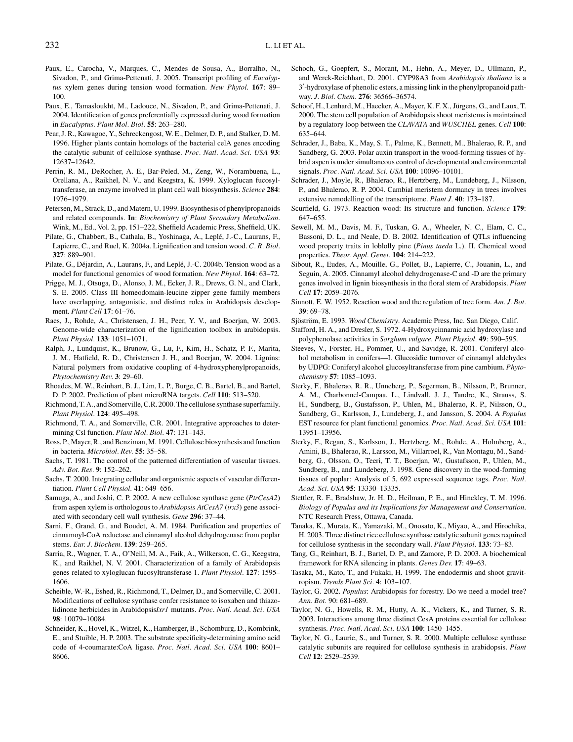Paux, E., Carocha, V., Marques, C., Mendes de Sousa, A., Borralho, N., Sivadon, P., and Grima-Pettenati, J. 2005. Transcript profiling of *Eucalyptus* xylem genes during tension wood formation. *New Phytol.* **167**: 89–100.

Paux, E., Tamasloukht, M., Ladouce, N., Sivadon, P., and Grima-Pettenati, J. 2004. Identification of genes preferentially expressed during wood formation in *Eucalyptus*. *Plant Mol. Biol.* **55**: 263–280.

Pear, J. R., Kawagoe, Y., Schreckengost, W. E., Delmer, D. P., and Stalker, D. M. 1996. Higher plants contain homologs of the bacterial celA genes encoding the catalytic subunit of cellulose synthase. *Proc. Natl. Acad. Sci. USA* **93**: 12637–12642.

Perrin, R. M., DeRocher, A. E., Bar-Peled, M., Zeng, W., Norambuena, L., Orellana, A., Raikhel, N. V., and Keegstra, K. 1999. Xyloglucan fucosyltransferase, an enzyme involved in plant cell wall biosynthesis. *Science* **284**: 1976–1979.

Petersen, M., Strack, D., and Matern, U. 1999. Biosynthesis of phenylpropanoids and related compounds. **In**: *Biochemistry of Plant Secondary Metabolism*. Wink, M., Ed., Vol. 2, pp. 151–222, Sheffield Academic Press, Sheffield, UK.

Pilate, G., Chabbert, B., Cathala, B., Yoshinaga, A., Leplé, J.-C., Laurans, F., Lapierre, C., and Ruel, K. 2004a. Lignification and tension wood. *C. R. Biol.* **327**: 889–901.

Pilate, G., Déjardin, A., Laurans, F., and Leplé, J.-C. 2004b. Tension wood as a model for functional genomics of wood formation. *New Phytol.* **164**: 63–72.

Prigge, M. J., Otsuga, D., Alonso, J. M., Ecker, J. R., Drews, G. N., and Clark, S. E. 2005. Class III homeodomain-leucine zipper gene family members have overlapping, antagonistic, and distinct roles in Arabidopsis development. *Plant Cell* **17**: 61–76.

Raes, J., Rohde, A., Christensen, J. H., Peer, Y. V., and Boerjan, W. 2003. Genome-wide characterization of the lignification toolbox in arabidopsis. *Plant Physiol.* **133**: 1051–1071.

Ralph, J., Lundquist, K., Brunow, G., Lu, F., Kim, H., Schatz, P. F., Marita, J. M., Hatfield, R. D., Christensen J. H., and Boerjan, W. 2004. Lignins: Natural polymers from oxidative coupling of 4-hydroxyphenylpropanoids, *Phytochemistry Rev.* **3**: 29–60.

Rhoades, M. W., Reinhart, B. J., Lim, L. P., Burge, C. B., Bartel, B., and Bartel, D. P. 2002. Prediction of plant microRNA targets. *Cell* **110**: 513–520.

Richmond, T. A., and Somerville, C.R. 2000. The cellulose synthase superfamily. *Plant Physiol.* **124**: 495–498.

Richmond, T. A., and Somerville, C.R. 2001. Integrative approaches to determining Csl function. *Plant Mol. Biol.* **47**: 131–143.

Ross, P., Mayer, R., and Benziman, M. 1991. Cellulose biosynthesis and function in bacteria. *Microbiol. Rev.* **55**: 35–58.

Sachs, T. 1981. The control of the patterned differentiation of vascular tissues. *Adv. Bot. Res.* **9**: 152–262.

Sachs, T. 2000. Integrating cellular and organismic aspects of vascular differentiation. *Plant Cell Physiol.* **41**: 649–656.

Samuga, A., and Joshi, C. P. 2002. A new cellulose synthase gene (*PtrCesA2*) from aspen xylem is orthologous to *Arabidopsis AtCesA7* (*irx3*) gene associated with secondary cell wall synthesis. *Gene* **296**: 37–44.

Sarni, F., Grand, G., and Boudet, A. M. 1984. Purification and properties of cinnamoyl-CoA reductase and cinnamyl alcohol dehydrogenase from poplar stems. *Eur. J. Biochem.* **139**: 259–265.

Sarria, R., Wagner, T. A., O'Neill, M. A., Faik, A., Wilkerson, C. G., Keegstra, K., and Raikhel, N. V. 2001. Characterization of a family of Arabidopsis genes related to xyloglucan fucosyltransferase 1. *Plant Physiol.* **127**: 1595–1606.

Scheible, W.-R., Eshed, R., Richmond, T., Delmer, D., and Somerville, C. 2001. Modifications of cellulose synthase confer resistance to isoxaben and thiazolidinone herbicides in Arabidopsis*Ixr1* mutants. *Proc. Natl. Acad. Sci. USA* **98**: 10079–10084.

Schneider, K., Hovel, K., Witzel, K., Hamberger, B., Schomburg, D., Kombrink, E., and Stuible, H. P. 2003. The substrate specificity-determining amino acid code of 4-coumarate:CoA ligase. *Proc. Natl. Acad. Sci. USA* **100**: 8601–8606.

Schoch, G., Goepfert, S., Morant, M., Hehn, A., Meyer, D., Ullmann, P., and Werck-Reichhart, D. 2001. CYP98A3 from *Arabidopsis thaliana* is a 3′-hydroxylase of phenolic esters, a missing link in the phenylpropanoid pathway. *J. Biol. Chem.* **276**: 36566–36574.

Schoof, H., Lenhard, M., Haecker, A., Mayer, K. F. X., Jürgens, G., and Laux, T. 2000. The stem cell population of Arabidopsis shoot meristems is maintained by a regulatory loop between the *CLAVATA* and *WUSCHEL* genes. *Cell* **100**: 635–644.

Schrader, J., Baba, K., May, S. T., Palme, K., Bennett, M., Bhalerao, R. P., and Sandberg, G. 2003. Polar auxin transport in the wood-forming tissues of hybrid aspen is under simultaneous control of developmental and environmental signals. *Proc. Natl. Acad. Sci. USA* **100**: 10096–10101.

Schrader, J., Moyle, R., Bhalerao, R., Hertzberg, M., Lundeberg, J., Nilsson, P., and Bhalerao, R. P. 2004. Cambial meristem dormancy in trees involves extensive remodelling of the transcriptome. *Plant J.* **40**: 173–187.

Scurfield, G. 1973. Reaction wood: Its structure and function. *Science* **179**: 647–655.

Sewell, M. M., Davis, M. F., Tuskan, G. A., Wheeler, N. C., Elam, C. C., Bassoni, D. L., and Neale, D. B. 2002. Identification of QTLs influencing wood property traits in loblolly pine (*Pinus taeda* L.). II. Chemical wood properties. *Theor. Appl. Genet.* **104**: 214–222.

Sibout, R., Eudes, A., Mouille, G., Pollet, B., Lapierre, C., Jouanin, L., and Seguin, A. 2005. Cinnamyl alcohol dehydrogenase-C and -D are the primary genes involved in lignin biosynthesis in the floral stem of Arabidopsis. *Plant Cell* **17**: 2059–2076.

Sinnott, E. W. 1952. Reaction wood and the regulation of tree form. *Am. J. Bot.* **39**: 69–78.

Sjöström, E. 1993. *Wood Chemistry*. Academic Press, Inc. San Diego, Calif.

Stafford, H. A., and Dresler, S. 1972. 4-Hydroxycinnamic acid hydroxylase and polyphenolase activities in *Sorghum vulgare*. *Plant Physiol.* **49**: 590–595.

Steeves, V., Forster, H., Pommer, U., and Savidge, R. 2001. Coniferyl alcohol metabolism in conifers—I. Glucosidic turnover of cinnamyl aldehydes by UDPG: Coniferyl alcohol glucosyltransferase from pine cambium. *Phytochemistry* **57**: 1085–1093.

Sterky, F., Bhalerao, R. R., Unneberg, P., Segerman, B., Nilsson, P., Brunner, A. M., Charbonnel-Campaa, L., Lindvall, J. J., Tandre, K., Strauss, S. H., Sundberg, B., Gustafsson, P., Uhlen, M., Bhalerao, R. P., Nilsson, O., Sandberg, G., Karlsson, J., Lundeberg, J., and Jansson, S. 2004. A *Populus* EST resource for plant functional genomics. *Proc. Natl. Acad. Sci. USA* **101**: 13951–13956.

Sterky, F., Regan, S., Karlsson, J., Hertzberg, M., Rohde, A., Holmberg, A., Amini, B., Bhalerao, R., Larsson, M., Villarroel, R., Van Montagu, M., Sandberg, G., Olsson, O., Teeri, T. T., Boerjan, W., Gustafsson, P., Uhlen, M., Sundberg, B., and Lundeberg, J. 1998. Gene discovery in the wood-forming tissues of poplar: Analysis of 5, 692 expressed sequence tags. *Proc. Natl. Acad. Sci. USA* **95**: 13330–13335.

Stettler, R. F., Bradshaw, Jr. H. D., Heilman, P. E., and Hinckley, T. M. 1996. *Biology of Populus and its Implications for Management and Conservation*. NTC Research Press, Ottawa, Canada.

Tanaka, K., Murata, K., Yamazaki, M., Onosato, K., Miyao, A., and Hirochika, H. 2003. Three distinct rice cellulose synthase catalytic subunit genes required for cellulose synthesis in the secondary wall. *Plant Physiol.* **133**: 73–83.

Tang, G., Reinhart, B. J., Bartel, D. P., and Zamore, P. D. 2003. A biochemical framework for RNA silencing in plants. *Genes Dev.* **17**: 49–63.

Tasaka, M., Kato, T., and Fukaki, H. 1999. The endodermis and shoot gravitropism. *Trends Plant Sci.* **4**: 103–107.

Taylor, G. 2002. *Populus*: Arabidopsis for forestry. Do we need a model tree? *Ann. Bot.* 90: 681–689.

Taylor, N. G., Howells, R. M., Hutty, A. K., Vickers, K., and Turner, S. R. 2003. Interactions among three distinct CesA proteins essential for cellulose synthesis. *Proc. Natl. Acad. Sci. USA* **100**: 1450–1455.

Taylor, N. G., Laurie, S., and Turner, S. R. 2000. Multiple cellulose synthase catalytic subunits are required for cellulose synthesis in arabidopsis. *Plant Cell* **12**: 2529–2539.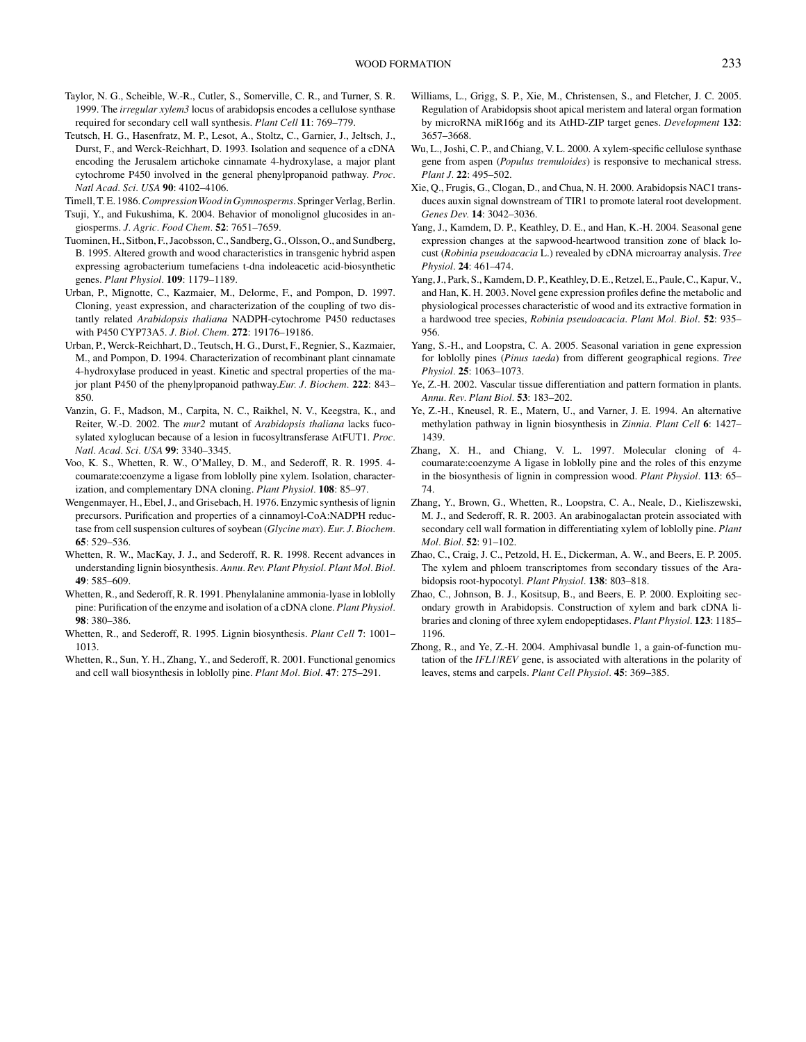Taylor, N. G., Scheible, W.-R., Cutler, S., Somerville, C. R., and Turner, S. R. 1999. The *irregular xylem3* locus of arabidopsis encodes a cellulose synthase required for secondary cell wall synthesis. *Plant Cell* **11**: 769–779.

Teutsch, H. G., Hasenfratz, M. P., Lesot, A., Stoltz, C., Garnier, J., Jeltsch, J., Durst, F., and Werck-Reichhart, D. 1993. Isolation and sequence of a cDNA encoding the Jerusalem artichoke cinnamate 4-hydroxylase, a major plant cytochrome P450 involved in the general phenylpropanoid pathway. *Proc. Natl Acad. Sci. USA* **90**: 4102–4106.

Timell, T. E. 1986. *Compression Wood in Gymnosperms*. Springer Verlag, Berlin.

Tsuji, Y., and Fukushima, K. 2004. Behavior of monolignol glucosides in angiosperms. *J. Agric. Food Chem.* **52**: 7651–7659.

Tuominen, H., Sitbon, F., Jacobsson, C., Sandberg, G., Olsson, O., and Sundberg, B. 1995. Altered growth and wood characteristics in transgenic hybrid aspen expressing agrobacterium tumefaciens t-dna indoleacetic acid-biosynthetic genes. *Plant Physiol.* **109**: 1179–1189.

Urban, P., Mignotte, C., Kazmaier, M., Delorme, F., and Pompon, D. 1997. Cloning, yeast expression, and characterization of the coupling of two distantly related *Arabidopsis thaliana* NADPH-cytochrome P450 reductases with P450 CYP73A5. *J. Biol. Chem.* **272**: 19176–19186.

Urban, P., Werck-Reichhart, D., Teutsch, H. G., Durst, F., Regnier, S., Kazmaier, M., and Pompon, D. 1994. Characterization of recombinant plant cinnamate 4-hydroxylase produced in yeast. Kinetic and spectral properties of the major plant P450 of the phenylpropanoid pathway.*Eur. J. Biochem.* **222**: 843–850.

Vanzin, G. F., Madson, M., Carpita, N. C., Raikhel, N. V., Keegstra, K., and Reiter, W.-D. 2002. The *mur2* mutant of *Arabidopsis thaliana* lacks fucosylated xyloglucan because of a lesion in fucosyltransferase AtFUT1. *Proc. Natl. Acad. Sci. USA* **99**: 3340–3345.

Voo, K. S., Whetten, R. W., O'Malley, D. M., and Sederoff, R. R. 1995. 4-coumarate:coenzyme a ligase from loblolly pine xylem. Isolation, characterization, and complementary DNA cloning. *Plant Physiol.* **108**: 85–97.

Wengenmayer, H., Ebel, J., and Grisebach, H. 1976. Enzymic synthesis of lignin precursors. Purification and properties of a cinnamoyl-CoA:NADPH reductase from cell suspension cultures of soybean (*Glycine max*). *Eur. J. Biochem.* **65**: 529–536.

Whetten, R. W., MacKay, J. J., and Sederoff, R. R. 1998. Recent advances in understanding lignin biosynthesis. *Annu. Rev. Plant Physiol. Plant Mol. Biol.* **49**: 585–609.

Whetten, R., and Sederoff, R. R. 1991. Phenylalanine ammonia-lyase in loblolly pine: Purification of the enzyme and isolation of a cDNA clone. *Plant Physiol.* **98**: 380–386.

Whetten, R., and Sederoff, R. 1995. Lignin biosynthesis. *Plant Cell* **7**: 1001–1013.

Whetten, R., Sun, Y. H., Zhang, Y., and Sederoff, R. 2001. Functional genomics and cell wall biosynthesis in loblolly pine. *Plant Mol. Biol.* **47**: 275–291.

Williams, L., Grigg, S. P., Xie, M., Christensen, S., and Fletcher, J. C. 2005. Regulation of Arabidopsis shoot apical meristem and lateral organ formation by microRNA miR166g and its AtHD-ZIP target genes. *Development* **132**: 3657–3668.

Wu, L., Joshi, C. P., and Chiang, V. L. 2000. A xylem-specific cellulose synthase gene from aspen (*Populus tremuloides*) is responsive to mechanical stress. *Plant J.* **22**: 495–502.

Xie, Q., Frugis, G., Clogan, D., and Chua, N. H. 2000. Arabidopsis NAC1 transduces auxin signal downstream of TIR1 to promote lateral root development. *Genes Dev.* **14**: 3042–3036.

Yang, J., Kamdem, D. P., Keathley, D. E., and Han, K.-H. 2004. Seasonal gene expression changes at the sapwood-heartwood transition zone of black locust (*Robinia pseudoacacia* L.) revealed by cDNA microarray analysis. *Tree Physiol.* **24**: 461–474.

Yang, J., Park, S., Kamdem, D. P., Keathley, D. E., Retzel, E., Paule, C., Kapur, V., and Han, K. H. 2003. Novel gene expression profiles define the metabolic and physiological processes characteristic of wood and its extractive formation in a hardwood tree species, *Robinia pseudoacacia*. *Plant Mol. Biol.* **52**: 935–956.

Yang, S.-H., and Loopstra, C. A. 2005. Seasonal variation in gene expression for loblolly pines (*Pinus taeda*) from different geographical regions. *Tree Physiol.* **25**: 1063–1073.

Ye, Z.-H. 2002. Vascular tissue differentiation and pattern formation in plants. *Annu. Rev. Plant Biol.* **53**: 183–202.

Ye, Z.-H., Kneusel, R. E., Matern, U., and Varner, J. E. 1994. An alternative methylation pathway in lignin biosynthesis in *Zinnia*. *Plant Cell* **6**: 1427–1439.

Zhang, X. H., and Chiang, V. L. 1997. Molecular cloning of 4-coumarate:coenzyme A ligase in loblolly pine and the roles of this enzyme in the biosynthesis of lignin in compression wood. *Plant Physiol.* **113**: 65–74.

Zhang, Y., Brown, G., Whetten, R., Loopstra, C. A., Neale, D., Kieliszewski, M. J., and Sederoff, R. R. 2003. An arabinogalactan protein associated with secondary cell wall formation in differentiating xylem of loblolly pine. *Plant Mol. Biol.* **52**: 91–102.

Zhao, C., Craig, J. C., Petzold, H. E., Dickerman, A. W., and Beers, E. P. 2005. The xylem and phloem transcriptomes from secondary tissues of the Arabidopsis root-hypocotyl. *Plant Physiol.* **138**: 803–818.

Zhao, C., Johnson, B. J., Kositsup, B., and Beers, E. P. 2000. Exploiting secondary growth in Arabidopsis. Construction of xylem and bark cDNA libraries and cloning of three xylem endopeptidases. *Plant Physiol.* **123**: 1185–1196.

Zhong, R., and Ye, Z.-H. 2004. Amphivasal bundle 1, a gain-of-function mutation of the *IFL1/REV* gene, is associated with alterations in the polarity of leaves, stems and carpels. *Plant Cell Physiol.* **45**: 369–385.